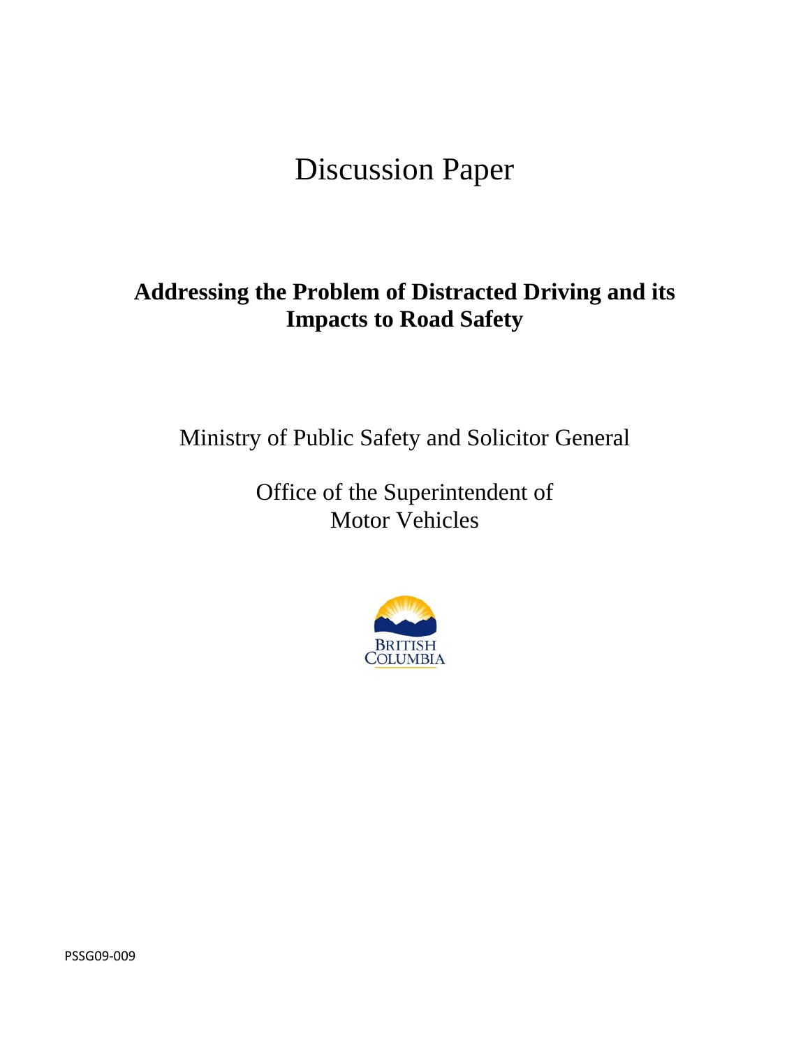# Discussion Paper

## Addressing the Problem of Distracted Driving and its Impacts to Road Safety

Ministry of Public Safety and Solicitor General

Office of the Superintendent of Motor Vehicles

BRITISH COLUMBIA

PSSG09-009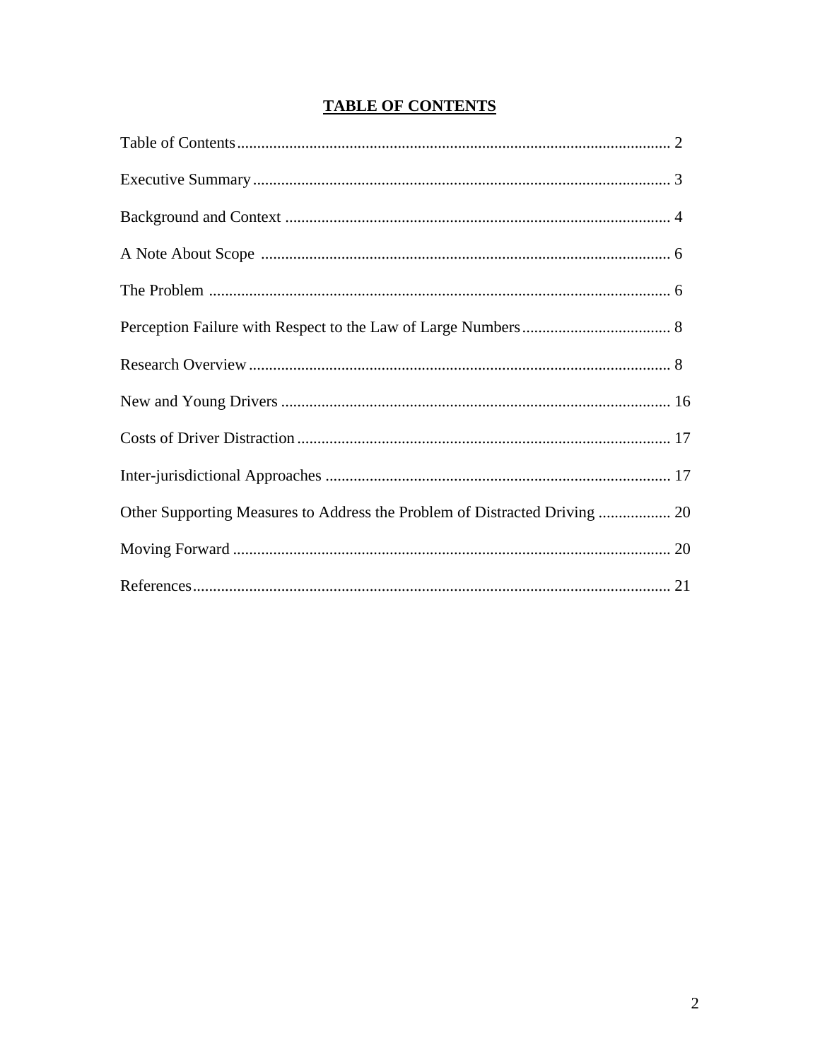## TABLE OF CONTENTS

| | |
|---|---|
| Table of Contents | 2 |
| Executive Summary | 3 |
| Background and Context | 4 |
| A Note About Scope | 6 |
| The Problem | 6 |
| Perception Failure with Respect to the Law of Large Numbers | 8 |
| Research Overview | 8 |
| New and Young Drivers | 16 |
| Costs of Driver Distraction | 17 |
| Inter-jurisdictional Approaches | 17 |
| Other Supporting Measures to Address the Problem of Distracted Driving | 20 |
| Moving Forward | 20 |
| References | 21 |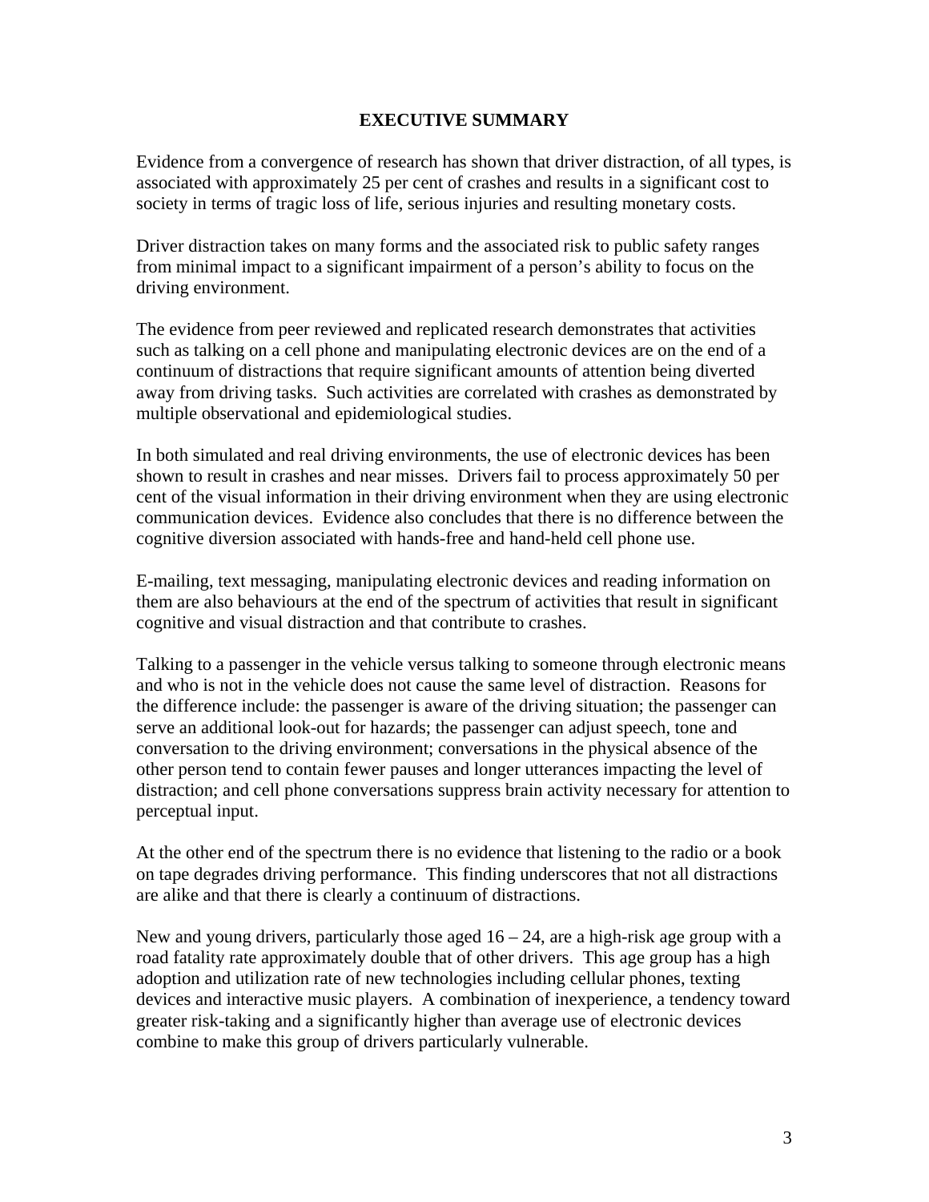# EXECUTIVE SUMMARY

Evidence from a convergence of research has shown that driver distraction, of all types, is associated with approximately 25 per cent of crashes and results in a significant cost to society in terms of tragic loss of life, serious injuries and resulting monetary costs.

Driver distraction takes on many forms and the associated risk to public safety ranges from minimal impact to a significant impairment of a person's ability to focus on the driving environment.

The evidence from peer reviewed and replicated research demonstrates that activities such as talking on a cell phone and manipulating electronic devices are on the end of a continuum of distractions that require significant amounts of attention being diverted away from driving tasks. Such activities are correlated with crashes as demonstrated by multiple observational and epidemiological studies.

In both simulated and real driving environments, the use of electronic devices has been shown to result in crashes and near misses. Drivers fail to process approximately 50 per cent of the visual information in their driving environment when they are using electronic communication devices. Evidence also concludes that there is no difference between the cognitive diversion associated with hands-free and hand-held cell phone use.

E-mailing, text messaging, manipulating electronic devices and reading information on them are also behaviours at the end of the spectrum of activities that result in significant cognitive and visual distraction and that contribute to crashes.

Talking to a passenger in the vehicle versus talking to someone through electronic means and who is not in the vehicle does not cause the same level of distraction. Reasons for the difference include: the passenger is aware of the driving situation; the passenger can serve an additional look-out for hazards; the passenger can adjust speech, tone and conversation to the driving environment; conversations in the physical absence of the other person tend to contain fewer pauses and longer utterances impacting the level of distraction; and cell phone conversations suppress brain activity necessary for attention to perceptual input.

At the other end of the spectrum there is no evidence that listening to the radio or a book on tape degrades driving performance. This finding underscores that not all distractions are alike and that there is clearly a continuum of distractions.

New and young drivers, particularly those aged 16 – 24, are a high-risk age group with a road fatality rate approximately double that of other drivers. This age group has a high adoption and utilization rate of new technologies including cellular phones, texting devices and interactive music players. A combination of inexperience, a tendency toward greater risk-taking and a significantly higher than average use of electronic devices combine to make this group of drivers particularly vulnerable.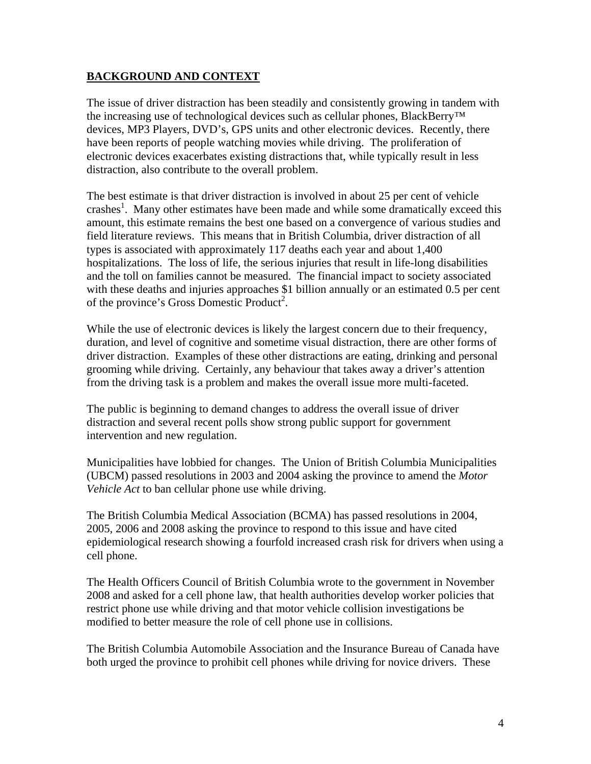## **BACKGROUND AND CONTEXT**

The issue of driver distraction has been steadily and consistently growing in tandem with the increasing use of technological devices such as cellular phones, BlackBerry™ devices, MP3 Players, DVD's, GPS units and other electronic devices. Recently, there have been reports of people watching movies while driving. The proliferation of electronic devices exacerbates existing distractions that, while typically result in less distraction, also contribute to the overall problem.

The best estimate is that driver distraction is involved in about 25 per cent of vehicle crashes[1]. Many other estimates have been made and while some dramatically exceed this amount, this estimate remains the best one based on a convergence of various studies and field literature reviews. This means that in British Columbia, driver distraction of all types is associated with approximately 117 deaths each year and about 1,400 hospitalizations. The loss of life, the serious injuries that result in life-long disabilities and the toll on families cannot be measured. The financial impact to society associated with these deaths and injuries approaches $1 billion annually or an estimated 0.5 per cent of the province's Gross Domestic Product[2].

While the use of electronic devices is likely the largest concern due to their frequency, duration, and level of cognitive and sometime visual distraction, there are other forms of driver distraction. Examples of these other distractions are eating, drinking and personal grooming while driving. Certainly, any behaviour that takes away a driver's attention from the driving task is a problem and makes the overall issue more multi-faceted.

The public is beginning to demand changes to address the overall issue of driver distraction and several recent polls show strong public support for government intervention and new regulation.

Municipalities have lobbied for changes. The Union of British Columbia Municipalities (UBCM) passed resolutions in 2003 and 2004 asking the province to amend the *Motor Vehicle Act* to ban cellular phone use while driving.

The British Columbia Medical Association (BCMA) has passed resolutions in 2004, 2005, 2006 and 2008 asking the province to respond to this issue and have cited epidemiological research showing a fourfold increased crash risk for drivers when using a cell phone.

The Health Officers Council of British Columbia wrote to the government in November 2008 and asked for a cell phone law, that health authorities develop worker policies that restrict phone use while driving and that motor vehicle collision investigations be modified to better measure the role of cell phone use in collisions.

The British Columbia Automobile Association and the Insurance Bureau of Canada have both urged the province to prohibit cell phones while driving for novice drivers. These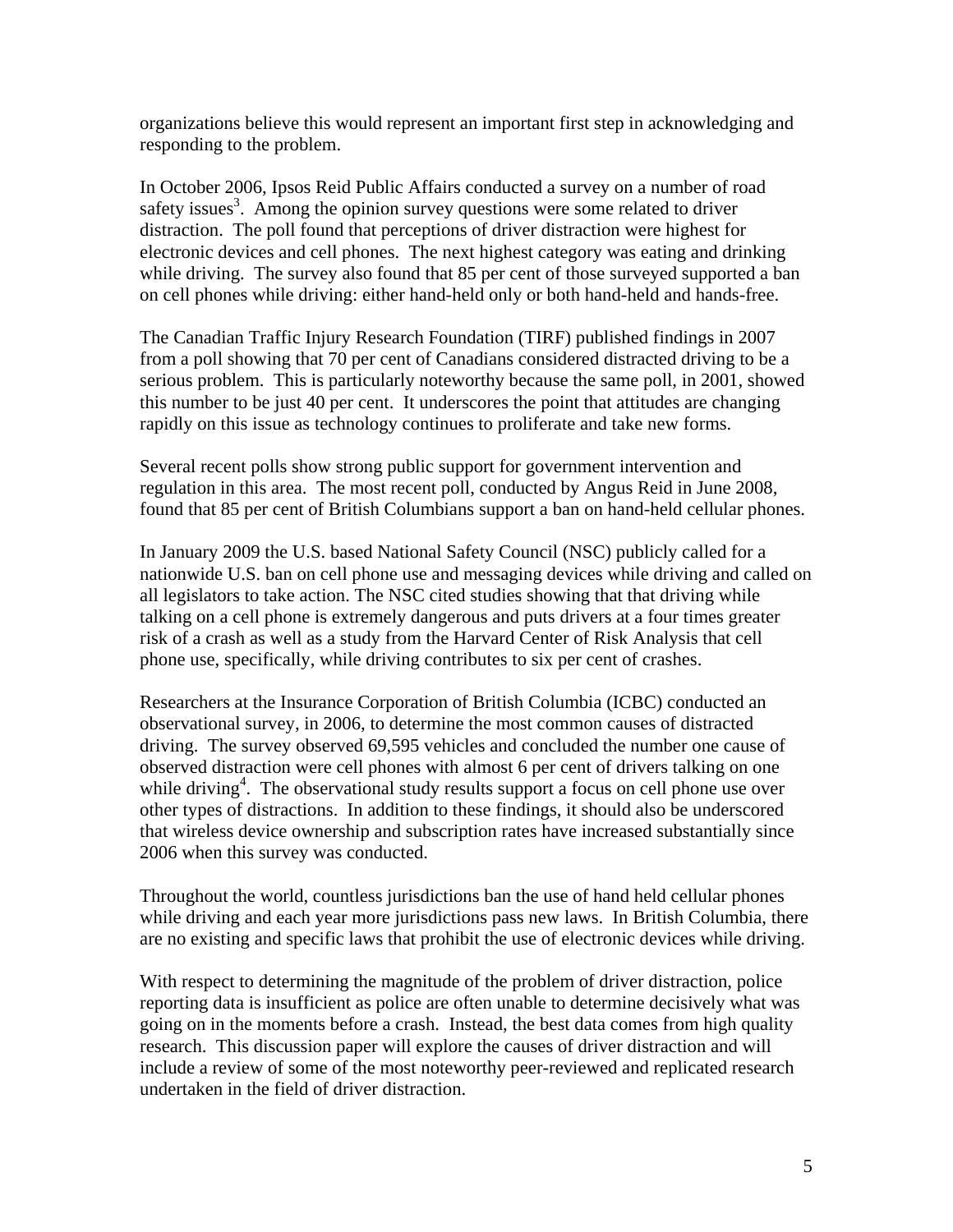organizations believe this would represent an important first step in acknowledging and responding to the problem.

In October 2006, Ipsos Reid Public Affairs conducted a survey on a number of road safety issues[3]. Among the opinion survey questions were some related to driver distraction. The poll found that perceptions of driver distraction were highest for electronic devices and cell phones. The next highest category was eating and drinking while driving. The survey also found that 85 per cent of those surveyed supported a ban on cell phones while driving: either hand-held only or both hand-held and hands-free.

The Canadian Traffic Injury Research Foundation (TIRF) published findings in 2007 from a poll showing that 70 per cent of Canadians considered distracted driving to be a serious problem. This is particularly noteworthy because the same poll, in 2001, showed this number to be just 40 per cent. It underscores the point that attitudes are changing rapidly on this issue as technology continues to proliferate and take new forms.

Several recent polls show strong public support for government intervention and regulation in this area. The most recent poll, conducted by Angus Reid in June 2008, found that 85 per cent of British Columbians support a ban on hand-held cellular phones.

In January 2009 the U.S. based National Safety Council (NSC) publicly called for a nationwide U.S. ban on cell phone use and messaging devices while driving and called on all legislators to take action. The NSC cited studies showing that that driving while talking on a cell phone is extremely dangerous and puts drivers at a four times greater risk of a crash as well as a study from the Harvard Center of Risk Analysis that cell phone use, specifically, while driving contributes to six per cent of crashes.

Researchers at the Insurance Corporation of British Columbia (ICBC) conducted an observational survey, in 2006, to determine the most common causes of distracted driving. The survey observed 69,595 vehicles and concluded the number one cause of observed distraction were cell phones with almost 6 per cent of drivers talking on one while driving[4]. The observational study results support a focus on cell phone use over other types of distractions. In addition to these findings, it should also be underscored that wireless device ownership and subscription rates have increased substantially since 2006 when this survey was conducted.

Throughout the world, countless jurisdictions ban the use of hand held cellular phones while driving and each year more jurisdictions pass new laws. In British Columbia, there are no existing and specific laws that prohibit the use of electronic devices while driving.

With respect to determining the magnitude of the problem of driver distraction, police reporting data is insufficient as police are often unable to determine decisively what was going on in the moments before a crash. Instead, the best data comes from high quality research. This discussion paper will explore the causes of driver distraction and will include a review of some of the most noteworthy peer-reviewed and replicated research undertaken in the field of driver distraction.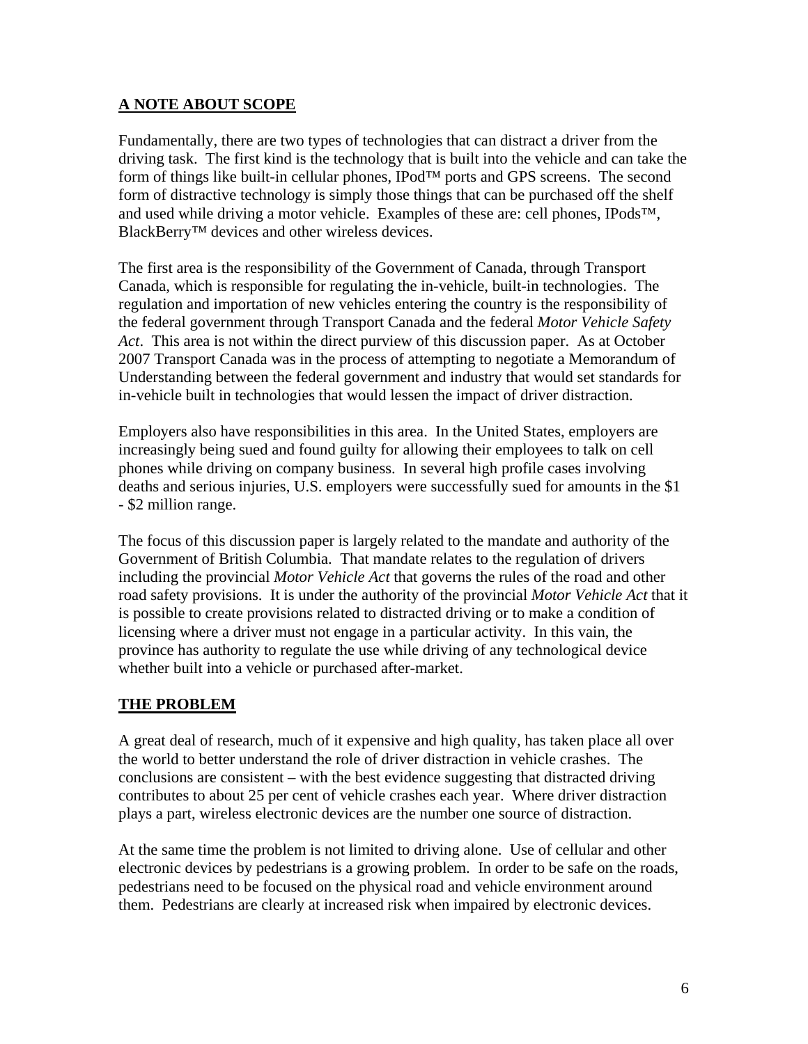## A NOTE ABOUT SCOPE

Fundamentally, there are two types of technologies that can distract a driver from the driving task. The first kind is the technology that is built into the vehicle and can take the form of things like built-in cellular phones, IPod™ ports and GPS screens. The second form of distractive technology is simply those things that can be purchased off the shelf and used while driving a motor vehicle. Examples of these are: cell phones, IPods™, BlackBerry™ devices and other wireless devices.

The first area is the responsibility of the Government of Canada, through Transport Canada, which is responsible for regulating the in-vehicle, built-in technologies. The regulation and importation of new vehicles entering the country is the responsibility of the federal government through Transport Canada and the federal *Motor Vehicle Safety Act*. This area is not within the direct purview of this discussion paper. As at October 2007 Transport Canada was in the process of attempting to negotiate a Memorandum of Understanding between the federal government and industry that would set standards for in-vehicle built in technologies that would lessen the impact of driver distraction.

Employers also have responsibilities in this area. In the United States, employers are increasingly being sued and found guilty for allowing their employees to talk on cell phones while driving on company business. In several high profile cases involving deaths and serious injuries, U.S. employers were successfully sued for amounts in the $1 - $2 million range.

The focus of this discussion paper is largely related to the mandate and authority of the Government of British Columbia. That mandate relates to the regulation of drivers including the provincial *Motor Vehicle Act* that governs the rules of the road and other road safety provisions. It is under the authority of the provincial *Motor Vehicle Act* that it is possible to create provisions related to distracted driving or to make a condition of licensing where a driver must not engage in a particular activity. In this vain, the province has authority to regulate the use while driving of any technological device whether built into a vehicle or purchased after-market.

## THE PROBLEM

A great deal of research, much of it expensive and high quality, has taken place all over the world to better understand the role of driver distraction in vehicle crashes. The conclusions are consistent – with the best evidence suggesting that distracted driving contributes to about 25 per cent of vehicle crashes each year. Where driver distraction plays a part, wireless electronic devices are the number one source of distraction.

At the same time the problem is not limited to driving alone. Use of cellular and other electronic devices by pedestrians is a growing problem. In order to be safe on the roads, pedestrians need to be focused on the physical road and vehicle environment around them. Pedestrians are clearly at increased risk when impaired by electronic devices.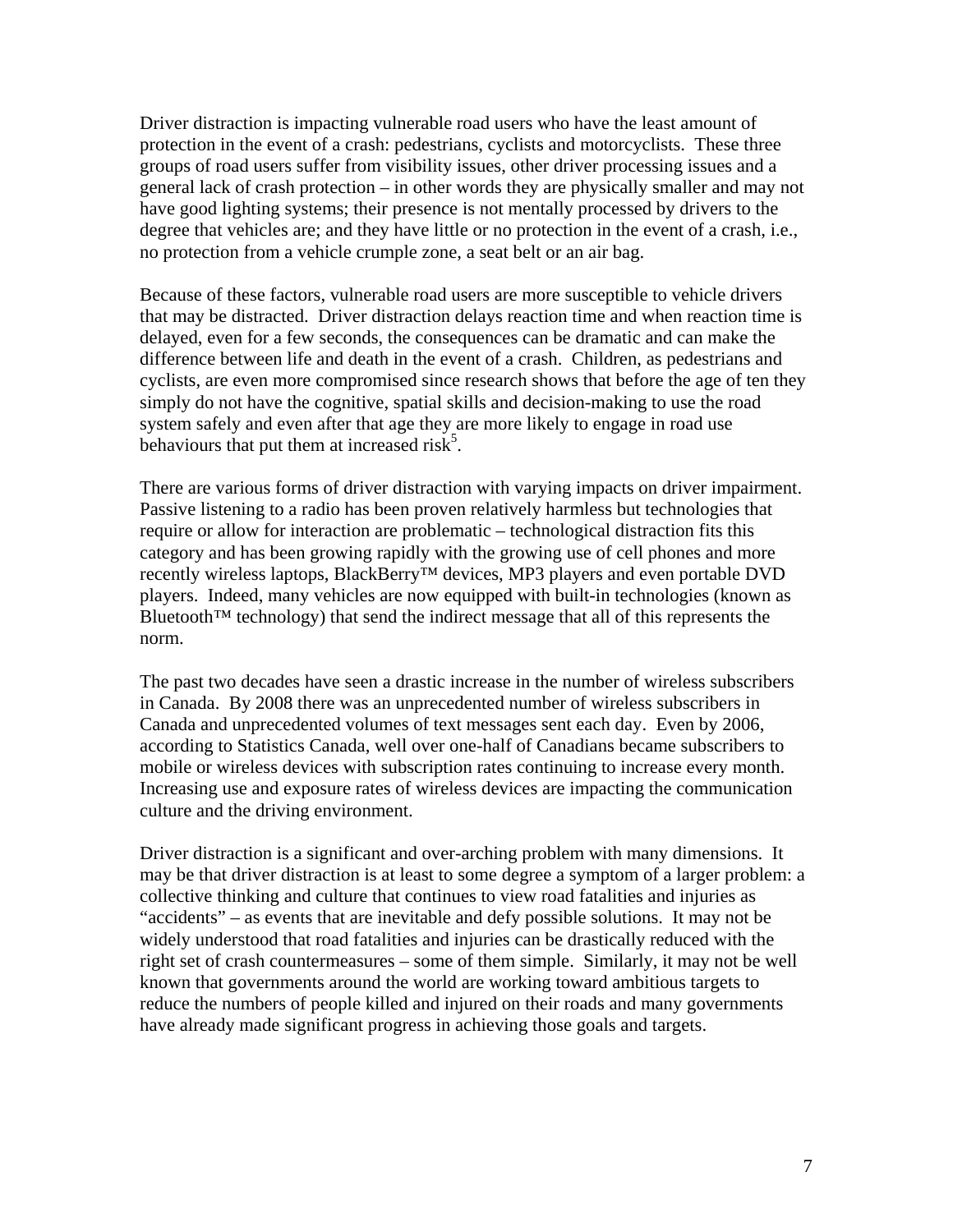Driver distraction is impacting vulnerable road users who have the least amount of protection in the event of a crash: pedestrians, cyclists and motorcyclists. These three groups of road users suffer from visibility issues, other driver processing issues and a general lack of crash protection – in other words they are physically smaller and may not have good lighting systems; their presence is not mentally processed by drivers to the degree that vehicles are; and they have little or no protection in the event of a crash, i.e., no protection from a vehicle crumple zone, a seat belt or an air bag.

Because of these factors, vulnerable road users are more susceptible to vehicle drivers that may be distracted. Driver distraction delays reaction time and when reaction time is delayed, even for a few seconds, the consequences can be dramatic and can make the difference between life and death in the event of a crash. Children, as pedestrians and cyclists, are even more compromised since research shows that before the age of ten they simply do not have the cognitive, spatial skills and decision-making to use the road system safely and even after that age they are more likely to engage in road use behaviours that put them at increased risk[5].

There are various forms of driver distraction with varying impacts on driver impairment. Passive listening to a radio has been proven relatively harmless but technologies that require or allow for interaction are problematic – technological distraction fits this category and has been growing rapidly with the growing use of cell phones and more recently wireless laptops, BlackBerry™ devices, MP3 players and even portable DVD players. Indeed, many vehicles are now equipped with built-in technologies (known as Bluetooth™ technology) that send the indirect message that all of this represents the norm.

The past two decades have seen a drastic increase in the number of wireless subscribers in Canada. By 2008 there was an unprecedented number of wireless subscribers in Canada and unprecedented volumes of text messages sent each day. Even by 2006, according to Statistics Canada, well over one-half of Canadians became subscribers to mobile or wireless devices with subscription rates continuing to increase every month. Increasing use and exposure rates of wireless devices are impacting the communication culture and the driving environment.

Driver distraction is a significant and over-arching problem with many dimensions. It may be that driver distraction is at least to some degree a symptom of a larger problem: a collective thinking and culture that continues to view road fatalities and injuries as "accidents" – as events that are inevitable and defy possible solutions. It may not be widely understood that road fatalities and injuries can be drastically reduced with the right set of crash countermeasures – some of them simple. Similarly, it may not be well known that governments around the world are working toward ambitious targets to reduce the numbers of people killed and injured on their roads and many governments have already made significant progress in achieving those goals and targets.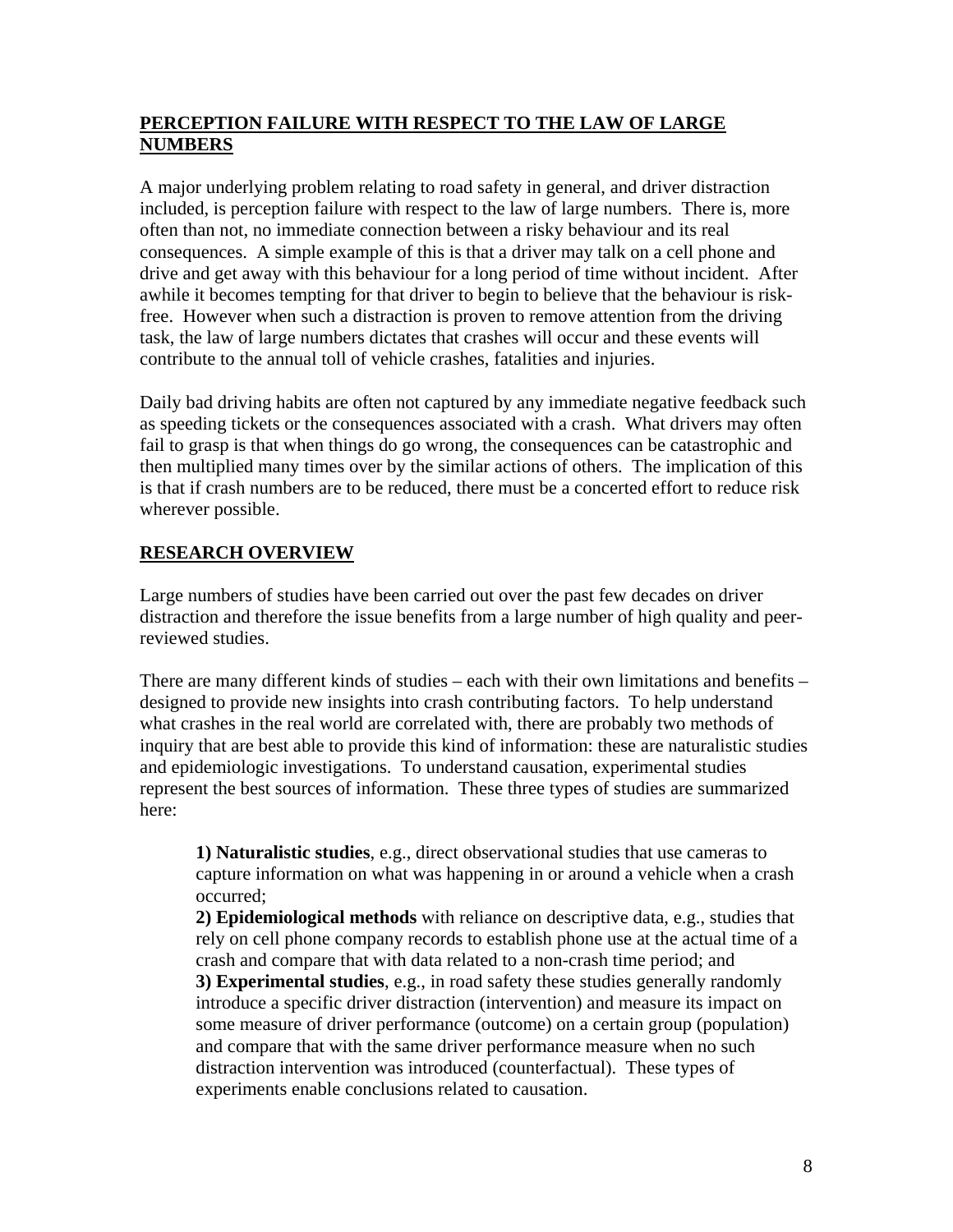## PERCEPTION FAILURE WITH RESPECT TO THE LAW OF LARGE NUMBERS

A major underlying problem relating to road safety in general, and driver distraction included, is perception failure with respect to the law of large numbers. There is, more often than not, no immediate connection between a risky behaviour and its real consequences. A simple example of this is that a driver may talk on a cell phone and drive and get away with this behaviour for a long period of time without incident. After awhile it becomes tempting for that driver to begin to believe that the behaviour is risk-free. However when such a distraction is proven to remove attention from the driving task, the law of large numbers dictates that crashes will occur and these events will contribute to the annual toll of vehicle crashes, fatalities and injuries.

Daily bad driving habits are often not captured by any immediate negative feedback such as speeding tickets or the consequences associated with a crash. What drivers may often fail to grasp is that when things do go wrong, the consequences can be catastrophic and then multiplied many times over by the similar actions of others. The implication of this is that if crash numbers are to be reduced, there must be a concerted effort to reduce risk wherever possible.

## RESEARCH OVERVIEW

Large numbers of studies have been carried out over the past few decades on driver distraction and therefore the issue benefits from a large number of high quality and peer-reviewed studies.

There are many different kinds of studies – each with their own limitations and benefits – designed to provide new insights into crash contributing factors. To help understand what crashes in the real world are correlated with, there are probably two methods of inquiry that are best able to provide this kind of information: these are naturalistic studies and epidemiologic investigations. To understand causation, experimental studies represent the best sources of information. These three types of studies are summarized here:

> **1) Naturalistic studies**, e.g., direct observational studies that use cameras to capture information on what was happening in or around a vehicle when a crash occurred;
> **2) Epidemiological methods** with reliance on descriptive data, e.g., studies that rely on cell phone company records to establish phone use at the actual time of a crash and compare that with data related to a non-crash time period; and
> **3) Experimental studies**, e.g., in road safety these studies generally randomly introduce a specific driver distraction (intervention) and measure its impact on some measure of driver performance (outcome) on a certain group (population) and compare that with the same driver performance measure when no such distraction intervention was introduced (counterfactual). These types of experiments enable conclusions related to causation.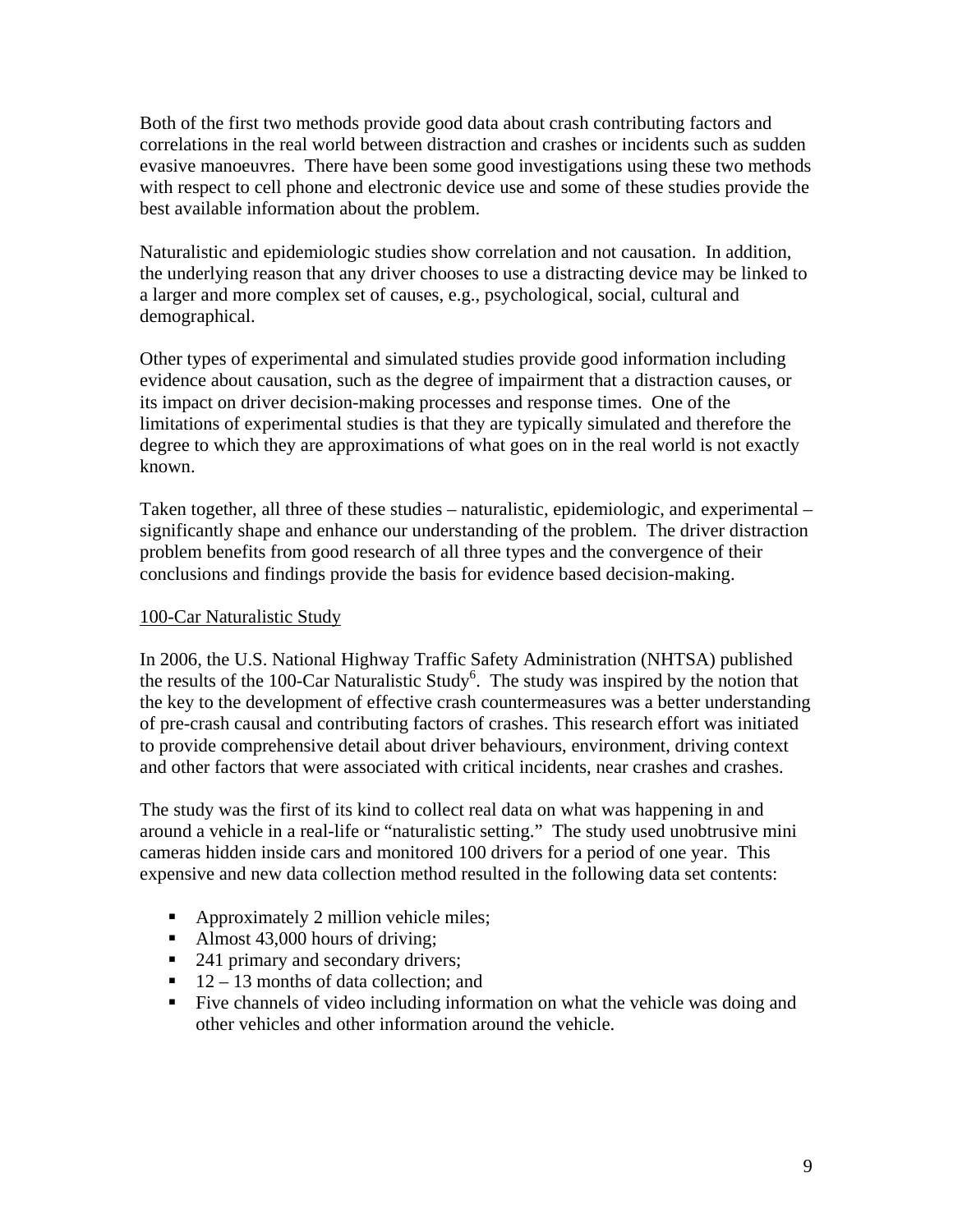Both of the first two methods provide good data about crash contributing factors and correlations in the real world between distraction and crashes or incidents such as sudden evasive manoeuvres. There have been some good investigations using these two methods with respect to cell phone and electronic device use and some of these studies provide the best available information about the problem.

Naturalistic and epidemiologic studies show correlation and not causation. In addition, the underlying reason that any driver chooses to use a distracting device may be linked to a larger and more complex set of causes, e.g., psychological, social, cultural and demographical.

Other types of experimental and simulated studies provide good information including evidence about causation, such as the degree of impairment that a distraction causes, or its impact on driver decision-making processes and response times. One of the limitations of experimental studies is that they are typically simulated and therefore the degree to which they are approximations of what goes on in the real world is not exactly known.

Taken together, all three of these studies – naturalistic, epidemiologic, and experimental – significantly shape and enhance our understanding of the problem. The driver distraction problem benefits from good research of all three types and the convergence of their conclusions and findings provide the basis for evidence based decision-making.

<u>100-Car Naturalistic Study</u>

In 2006, the U.S. National Highway Traffic Safety Administration (NHTSA) published the results of the 100-Car Naturalistic Study[6]. The study was inspired by the notion that the key to the development of effective crash countermeasures was a better understanding of pre-crash causal and contributing factors of crashes. This research effort was initiated to provide comprehensive detail about driver behaviours, environment, driving context and other factors that were associated with critical incidents, near crashes and crashes.

The study was the first of its kind to collect real data on what was happening in and around a vehicle in a real-life or "naturalistic setting." The study used unobtrusive mini cameras hidden inside cars and monitored 100 drivers for a period of one year. This expensive and new data collection method resulted in the following data set contents:

- Approximately 2 million vehicle miles;
- Almost 43,000 hours of driving;
- 241 primary and secondary drivers;
- 12 – 13 months of data collection; and
- Five channels of video including information on what the vehicle was doing and other vehicles and other information around the vehicle.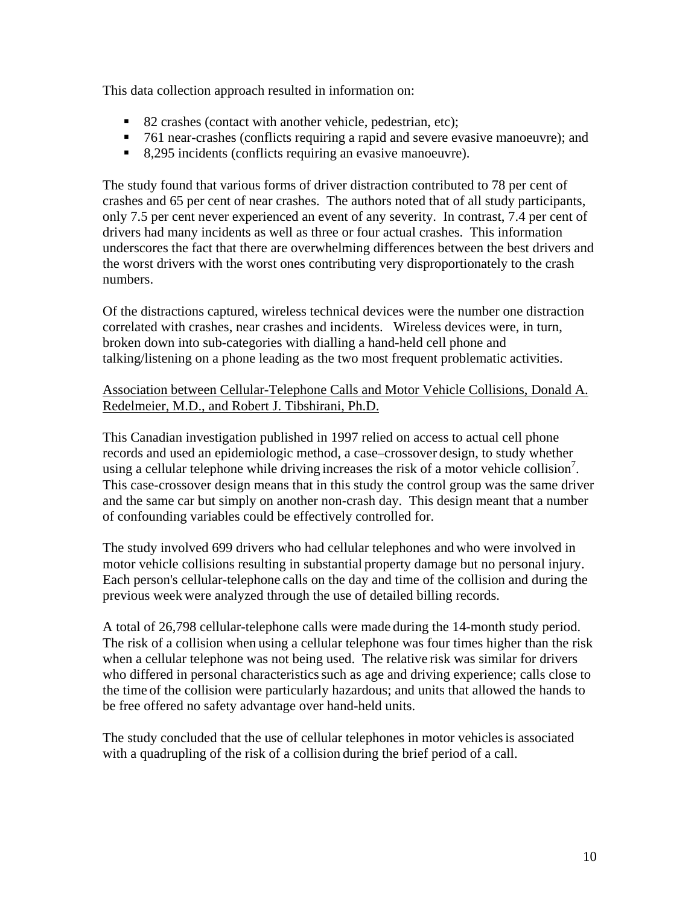This data collection approach resulted in information on:

- 82 crashes (contact with another vehicle, pedestrian, etc);
- 761 near-crashes (conflicts requiring a rapid and severe evasive manoeuvre); and
- 8,295 incidents (conflicts requiring an evasive manoeuvre).

The study found that various forms of driver distraction contributed to 78 per cent of crashes and 65 per cent of near crashes. The authors noted that of all study participants, only 7.5 per cent never experienced an event of any severity. In contrast, 7.4 per cent of drivers had many incidents as well as three or four actual crashes. This information underscores the fact that there are overwhelming differences between the best drivers and the worst drivers with the worst ones contributing very disproportionately to the crash numbers.

Of the distractions captured, wireless technical devices were the number one distraction correlated with crashes, near crashes and incidents. Wireless devices were, in turn, broken down into sub-categories with dialling a hand-held cell phone and talking/listening on a phone leading as the two most frequent problematic activities.

<u>Association between Cellular-Telephone Calls and Motor Vehicle Collisions, Donald A. Redelmeier, M.D., and Robert J. Tibshirani, Ph.D.</u>

This Canadian investigation published in 1997 relied on access to actual cell phone records and used an epidemiologic method, a case–crossover design, to study whether using a cellular telephone while driving increases the risk of a motor vehicle collision[7]. This case-crossover design means that in this study the control group was the same driver and the same car but simply on another non-crash day. This design meant that a number of confounding variables could be effectively controlled for.

The study involved 699 drivers who had cellular telephones and who were involved in motor vehicle collisions resulting in substantial property damage but no personal injury. Each person's cellular-telephone calls on the day and time of the collision and during the previous week were analyzed through the use of detailed billing records.

A total of 26,798 cellular-telephone calls were made during the 14-month study period. The risk of a collision when using a cellular telephone was four times higher than the risk when a cellular telephone was not being used. The relative risk was similar for drivers who differed in personal characteristics such as age and driving experience; calls close to the time of the collision were particularly hazardous; and units that allowed the hands to be free offered no safety advantage over hand-held units.

The study concluded that the use of cellular telephones in motor vehicles is associated with a quadrupling of the risk of a collision during the brief period of a call.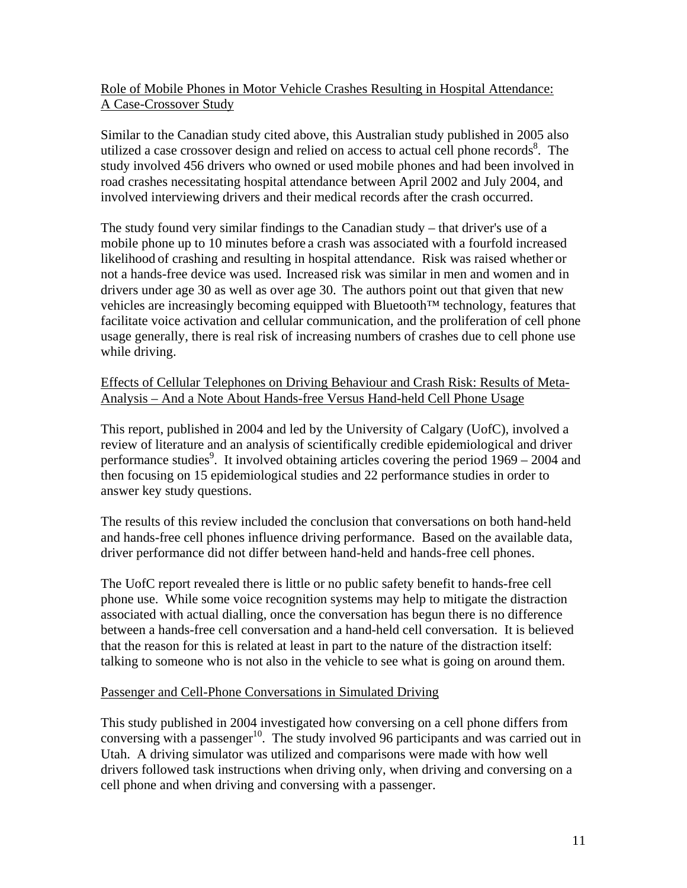Role of Mobile Phones in Motor Vehicle Crashes Resulting in Hospital Attendance: A Case-Crossover Study

Similar to the Canadian study cited above, this Australian study published in 2005 also utilized a case crossover design and relied on access to actual cell phone records[8]. The study involved 456 drivers who owned or used mobile phones and had been involved in road crashes necessitating hospital attendance between April 2002 and July 2004, and involved interviewing drivers and their medical records after the crash occurred.

The study found very similar findings to the Canadian study – that driver's use of a mobile phone up to 10 minutes before a crash was associated with a fourfold increased likelihood of crashing and resulting in hospital attendance. Risk was raised whether or not a hands-free device was used. Increased risk was similar in men and women and in drivers under age 30 as well as over age 30. The authors point out that given that new vehicles are increasingly becoming equipped with Bluetooth™ technology, features that facilitate voice activation and cellular communication, and the proliferation of cell phone usage generally, there is real risk of increasing numbers of crashes due to cell phone use while driving.

Effects of Cellular Telephones on Driving Behaviour and Crash Risk: Results of Meta-Analysis – And a Note About Hands-free Versus Hand-held Cell Phone Usage

This report, published in 2004 and led by the University of Calgary (UofC), involved a review of literature and an analysis of scientifically credible epidemiological and driver performance studies[9]. It involved obtaining articles covering the period 1969 – 2004 and then focusing on 15 epidemiological studies and 22 performance studies in order to answer key study questions.

The results of this review included the conclusion that conversations on both hand-held and hands-free cell phones influence driving performance. Based on the available data, driver performance did not differ between hand-held and hands-free cell phones.

The UofC report revealed there is little or no public safety benefit to hands-free cell phone use. While some voice recognition systems may help to mitigate the distraction associated with actual dialling, once the conversation has begun there is no difference between a hands-free cell conversation and a hand-held cell conversation. It is believed that the reason for this is related at least in part to the nature of the distraction itself: talking to someone who is not also in the vehicle to see what is going on around them.

Passenger and Cell-Phone Conversations in Simulated Driving

This study published in 2004 investigated how conversing on a cell phone differs from conversing with a passenger[10]. The study involved 96 participants and was carried out in Utah. A driving simulator was utilized and comparisons were made with how well drivers followed task instructions when driving only, when driving and conversing on a cell phone and when driving and conversing with a passenger.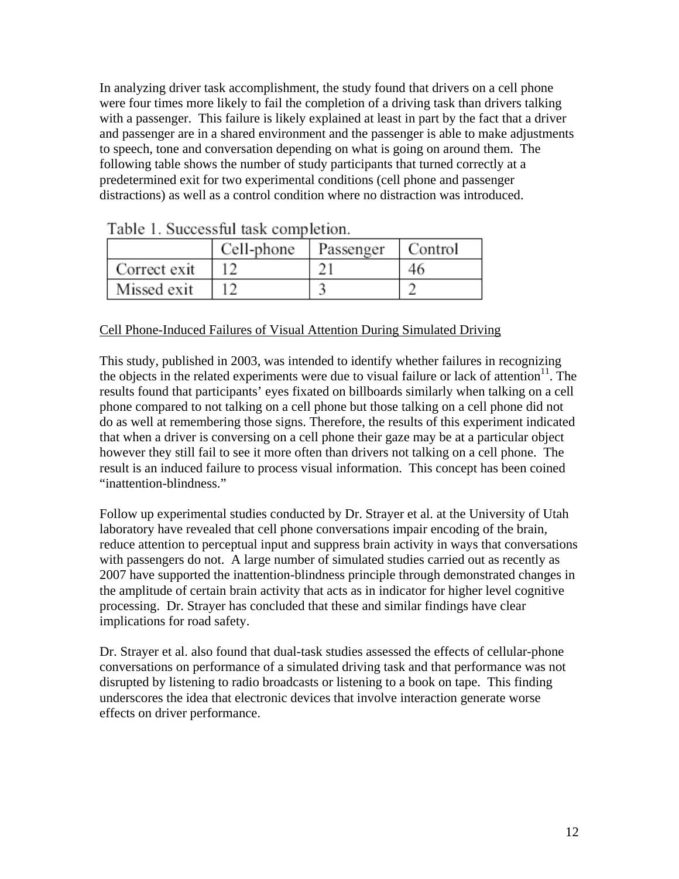In analyzing driver task accomplishment, the study found that drivers on a cell phone were four times more likely to fail the completion of a driving task than drivers talking with a passenger. This failure is likely explained at least in part by the fact that a driver and passenger are in a shared environment and the passenger is able to make adjustments to speech, tone and conversation depending on what is going on around them. The following table shows the number of study participants that turned correctly at a predetermined exit for two experimental conditions (cell phone and passenger distractions) as well as a control condition where no distraction was introduced.

Table 1. Successful task completion.

| | Cell-phone | Passenger | Control |
|---|---|---|---|
| Correct exit | 12 | 21 | 46 |
| Missed exit | 12 | 3 | 2 |

<u>Cell Phone-Induced Failures of Visual Attention During Simulated Driving</u>

This study, published in 2003, was intended to identify whether failures in recognizing the objects in the related experiments were due to visual failure or lack of attention[11]. The results found that participants' eyes fixated on billboards similarly when talking on a cell phone compared to not talking on a cell phone but those talking on a cell phone did not do as well at remembering those signs. Therefore, the results of this experiment indicated that when a driver is conversing on a cell phone their gaze may be at a particular object however they still fail to see it more often than drivers not talking on a cell phone. The result is an induced failure to process visual information. This concept has been coined "inattention-blindness."

Follow up experimental studies conducted by Dr. Strayer et al. at the University of Utah laboratory have revealed that cell phone conversations impair encoding of the brain, reduce attention to perceptual input and suppress brain activity in ways that conversations with passengers do not. A large number of simulated studies carried out as recently as 2007 have supported the inattention-blindness principle through demonstrated changes in the amplitude of certain brain activity that acts as in indicator for higher level cognitive processing. Dr. Strayer has concluded that these and similar findings have clear implications for road safety.

Dr. Strayer et al. also found that dual-task studies assessed the effects of cellular-phone conversations on performance of a simulated driving task and that performance was not disrupted by listening to radio broadcasts or listening to a book on tape. This finding underscores the idea that electronic devices that involve interaction generate worse effects on driver performance.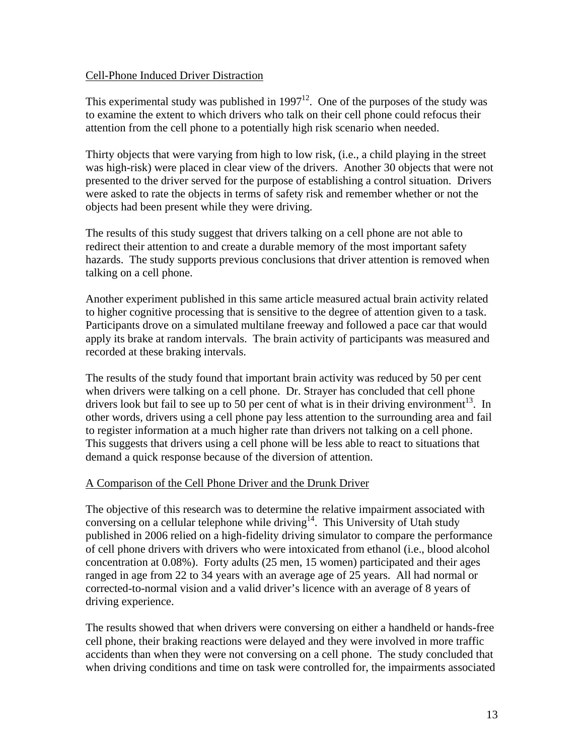Cell-Phone Induced Driver Distraction

This experimental study was published in 1997[12]. One of the purposes of the study was to examine the extent to which drivers who talk on their cell phone could refocus their attention from the cell phone to a potentially high risk scenario when needed.

Thirty objects that were varying from high to low risk, (i.e., a child playing in the street was high-risk) were placed in clear view of the drivers. Another 30 objects that were not presented to the driver served for the purpose of establishing a control situation. Drivers were asked to rate the objects in terms of safety risk and remember whether or not the objects had been present while they were driving.

The results of this study suggest that drivers talking on a cell phone are not able to redirect their attention to and create a durable memory of the most important safety hazards. The study supports previous conclusions that driver attention is removed when talking on a cell phone.

Another experiment published in this same article measured actual brain activity related to higher cognitive processing that is sensitive to the degree of attention given to a task. Participants drove on a simulated multilane freeway and followed a pace car that would apply its brake at random intervals. The brain activity of participants was measured and recorded at these braking intervals.

The results of the study found that important brain activity was reduced by 50 per cent when drivers were talking on a cell phone. Dr. Strayer has concluded that cell phone drivers look but fail to see up to 50 per cent of what is in their driving environment[13]. In other words, drivers using a cell phone pay less attention to the surrounding area and fail to register information at a much higher rate than drivers not talking on a cell phone. This suggests that drivers using a cell phone will be less able to react to situations that demand a quick response because of the diversion of attention.

A Comparison of the Cell Phone Driver and the Drunk Driver

The objective of this research was to determine the relative impairment associated with conversing on a cellular telephone while driving[14]. This University of Utah study published in 2006 relied on a high-fidelity driving simulator to compare the performance of cell phone drivers with drivers who were intoxicated from ethanol (i.e., blood alcohol concentration at 0.08%). Forty adults (25 men, 15 women) participated and their ages ranged in age from 22 to 34 years with an average age of 25 years. All had normal or corrected-to-normal vision and a valid driver's licence with an average of 8 years of driving experience.

The results showed that when drivers were conversing on either a handheld or hands-free cell phone, their braking reactions were delayed and they were involved in more traffic accidents than when they were not conversing on a cell phone. The study concluded that when driving conditions and time on task were controlled for, the impairments associated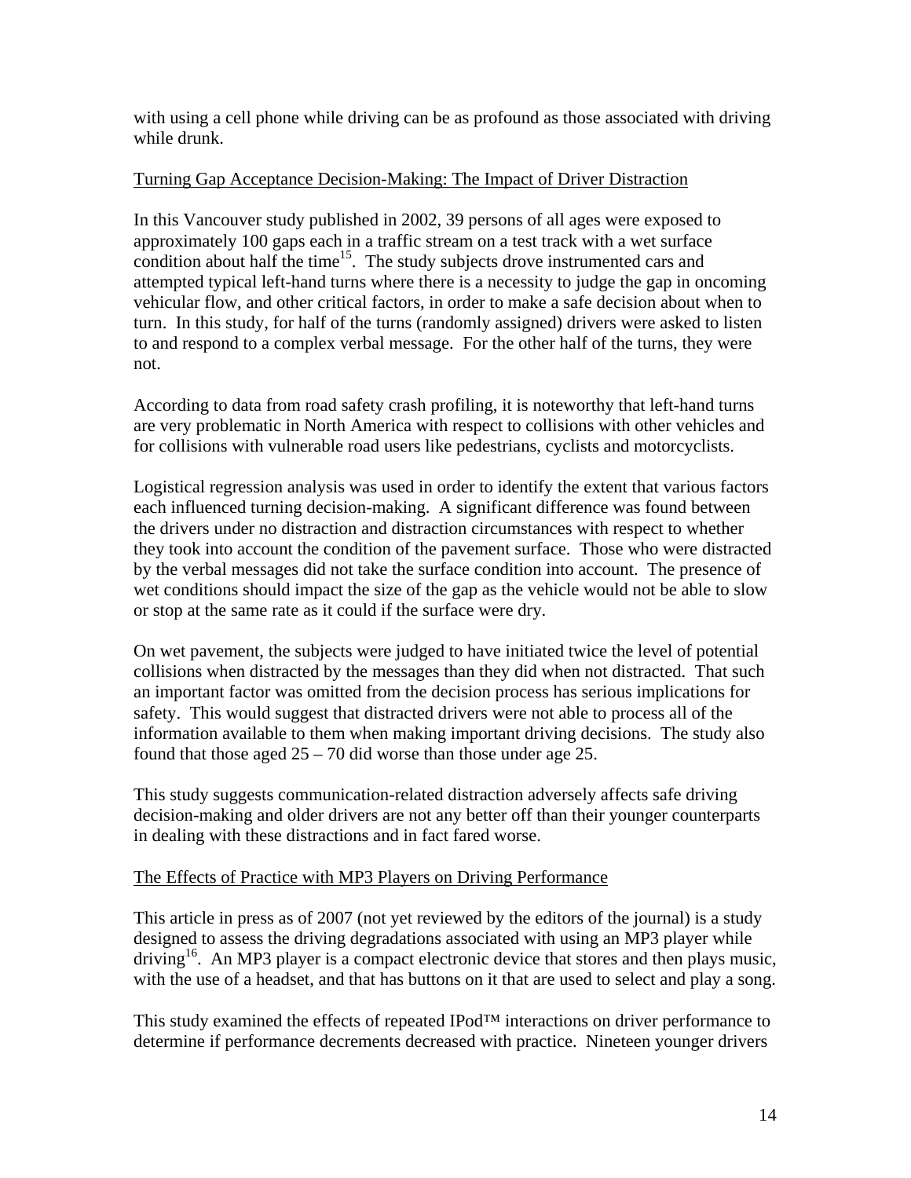with using a cell phone while driving can be as profound as those associated with driving while drunk.

## Turning Gap Acceptance Decision-Making: The Impact of Driver Distraction

In this Vancouver study published in 2002, 39 persons of all ages were exposed to approximately 100 gaps each in a traffic stream on a test track with a wet surface condition about half the time[15]. The study subjects drove instrumented cars and attempted typical left-hand turns where there is a necessity to judge the gap in oncoming vehicular flow, and other critical factors, in order to make a safe decision about when to turn. In this study, for half of the turns (randomly assigned) drivers were asked to listen to and respond to a complex verbal message. For the other half of the turns, they were not.

According to data from road safety crash profiling, it is noteworthy that left-hand turns are very problematic in North America with respect to collisions with other vehicles and for collisions with vulnerable road users like pedestrians, cyclists and motorcyclists.

Logistical regression analysis was used in order to identify the extent that various factors each influenced turning decision-making. A significant difference was found between the drivers under no distraction and distraction circumstances with respect to whether they took into account the condition of the pavement surface. Those who were distracted by the verbal messages did not take the surface condition into account. The presence of wet conditions should impact the size of the gap as the vehicle would not be able to slow or stop at the same rate as it could if the surface were dry.

On wet pavement, the subjects were judged to have initiated twice the level of potential collisions when distracted by the messages than they did when not distracted. That such an important factor was omitted from the decision process has serious implications for safety. This would suggest that distracted drivers were not able to process all of the information available to them when making important driving decisions. The study also found that those aged 25 – 70 did worse than those under age 25.

This study suggests communication-related distraction adversely affects safe driving decision-making and older drivers are not any better off than their younger counterparts in dealing with these distractions and in fact fared worse.

## The Effects of Practice with MP3 Players on Driving Performance

This article in press as of 2007 (not yet reviewed by the editors of the journal) is a study designed to assess the driving degradations associated with using an MP3 player while driving[16]. An MP3 player is a compact electronic device that stores and then plays music, with the use of a headset, and that has buttons on it that are used to select and play a song.

This study examined the effects of repeated IPod™ interactions on driver performance to determine if performance decrements decreased with practice. Nineteen younger drivers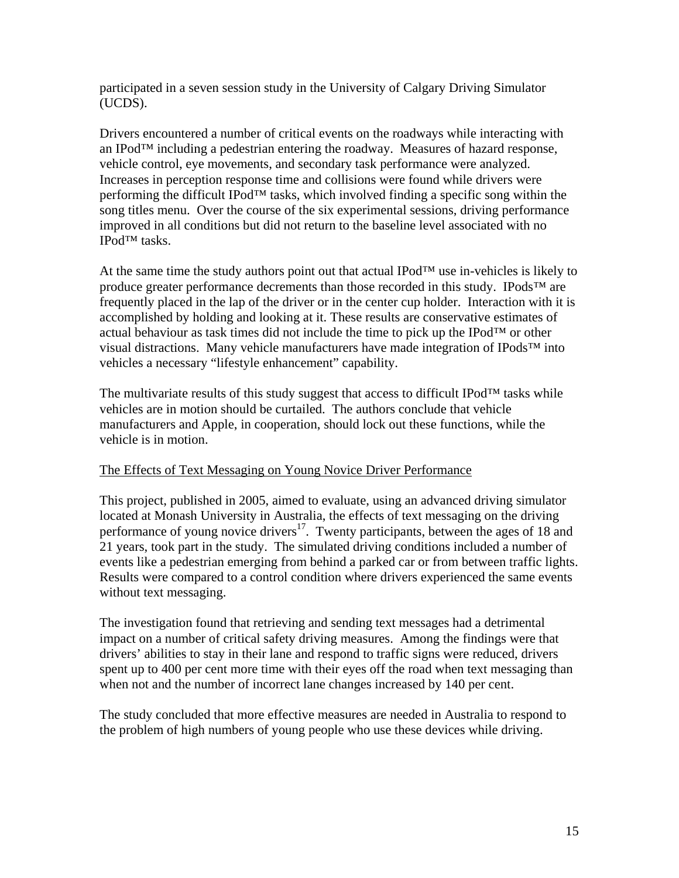participated in a seven session study in the University of Calgary Driving Simulator (UCDS).

Drivers encountered a number of critical events on the roadways while interacting with an IPod™ including a pedestrian entering the roadway. Measures of hazard response, vehicle control, eye movements, and secondary task performance were analyzed. Increases in perception response time and collisions were found while drivers were performing the difficult IPod™ tasks, which involved finding a specific song within the song titles menu. Over the course of the six experimental sessions, driving performance improved in all conditions but did not return to the baseline level associated with no IPod™ tasks.

At the same time the study authors point out that actual IPod™ use in-vehicles is likely to produce greater performance decrements than those recorded in this study. IPods™ are frequently placed in the lap of the driver or in the center cup holder. Interaction with it is accomplished by holding and looking at it. These results are conservative estimates of actual behaviour as task times did not include the time to pick up the IPod™ or other visual distractions. Many vehicle manufacturers have made integration of IPods™ into vehicles a necessary "lifestyle enhancement" capability.

The multivariate results of this study suggest that access to difficult IPod™ tasks while vehicles are in motion should be curtailed. The authors conclude that vehicle manufacturers and Apple, in cooperation, should lock out these functions, while the vehicle is in motion.

<u>The Effects of Text Messaging on Young Novice Driver Performance</u>

This project, published in 2005, aimed to evaluate, using an advanced driving simulator located at Monash University in Australia, the effects of text messaging on the driving performance of young novice drivers[17]. Twenty participants, between the ages of 18 and 21 years, took part in the study. The simulated driving conditions included a number of events like a pedestrian emerging from behind a parked car or from between traffic lights. Results were compared to a control condition where drivers experienced the same events without text messaging.

The investigation found that retrieving and sending text messages had a detrimental impact on a number of critical safety driving measures. Among the findings were that drivers' abilities to stay in their lane and respond to traffic signs were reduced, drivers spent up to 400 per cent more time with their eyes off the road when text messaging than when not and the number of incorrect lane changes increased by 140 per cent.

The study concluded that more effective measures are needed in Australia to respond to the problem of high numbers of young people who use these devices while driving.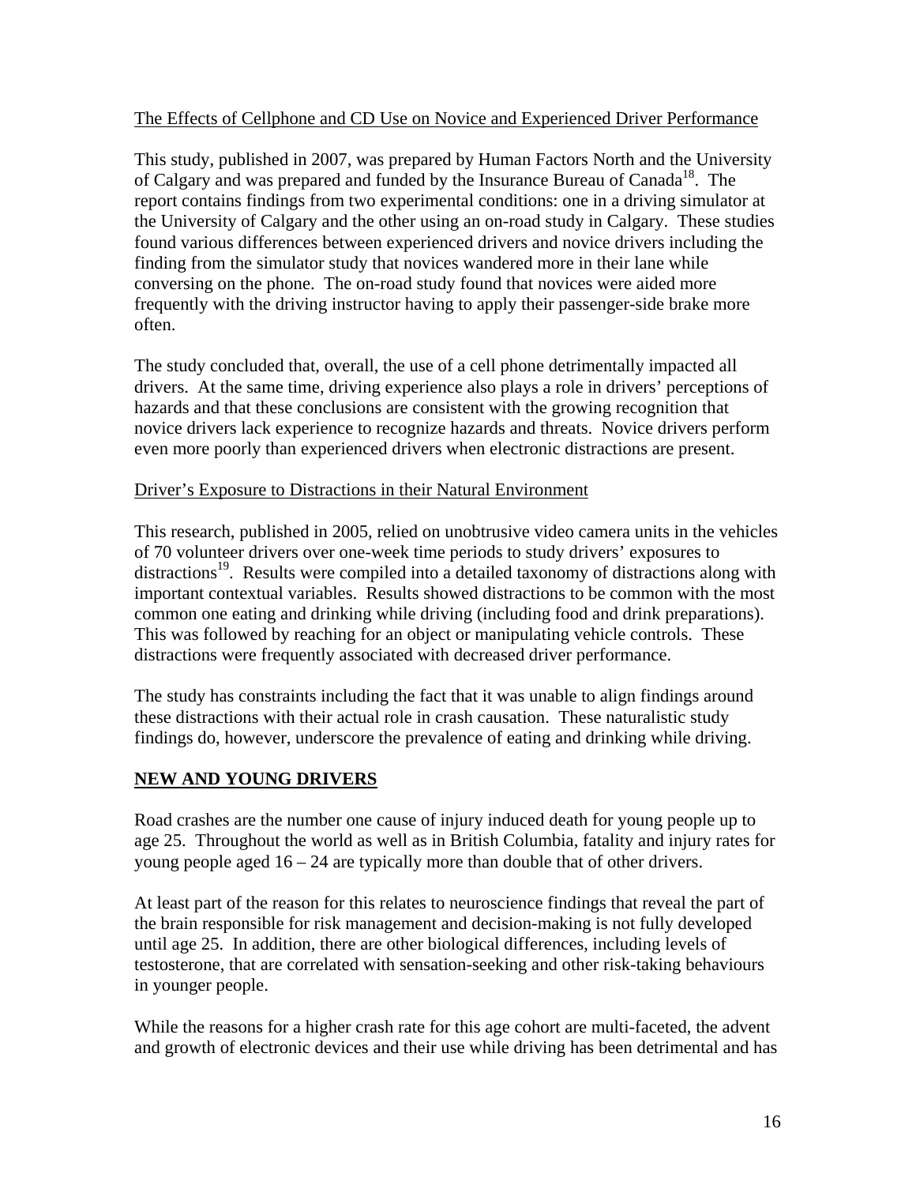<u>The Effects of Cellphone and CD Use on Novice and Experienced Driver Performance</u>

This study, published in 2007, was prepared by Human Factors North and the University of Calgary and was prepared and funded by the Insurance Bureau of Canada[18]. The report contains findings from two experimental conditions: one in a driving simulator at the University of Calgary and the other using an on-road study in Calgary. These studies found various differences between experienced drivers and novice drivers including the finding from the simulator study that novices wandered more in their lane while conversing on the phone. The on-road study found that novices were aided more frequently with the driving instructor having to apply their passenger-side brake more often.

The study concluded that, overall, the use of a cell phone detrimentally impacted all drivers. At the same time, driving experience also plays a role in drivers' perceptions of hazards and that these conclusions are consistent with the growing recognition that novice drivers lack experience to recognize hazards and threats. Novice drivers perform even more poorly than experienced drivers when electronic distractions are present.

<u>Driver's Exposure to Distractions in their Natural Environment</u>

This research, published in 2005, relied on unobtrusive video camera units in the vehicles of 70 volunteer drivers over one-week time periods to study drivers' exposures to distractions[19]. Results were compiled into a detailed taxonomy of distractions along with important contextual variables. Results showed distractions to be common with the most common one eating and drinking while driving (including food and drink preparations). This was followed by reaching for an object or manipulating vehicle controls. These distractions were frequently associated with decreased driver performance.

The study has constraints including the fact that it was unable to align findings around these distractions with their actual role in crash causation. These naturalistic study findings do, however, underscore the prevalence of eating and drinking while driving.

## <u>NEW AND YOUNG DRIVERS</u>

Road crashes are the number one cause of injury induced death for young people up to age 25. Throughout the world as well as in British Columbia, fatality and injury rates for young people aged 16 – 24 are typically more than double that of other drivers.

At least part of the reason for this relates to neuroscience findings that reveal the part of the brain responsible for risk management and decision-making is not fully developed until age 25. In addition, there are other biological differences, including levels of testosterone, that are correlated with sensation-seeking and other risk-taking behaviours in younger people.

While the reasons for a higher crash rate for this age cohort are multi-faceted, the advent and growth of electronic devices and their use while driving has been detrimental and has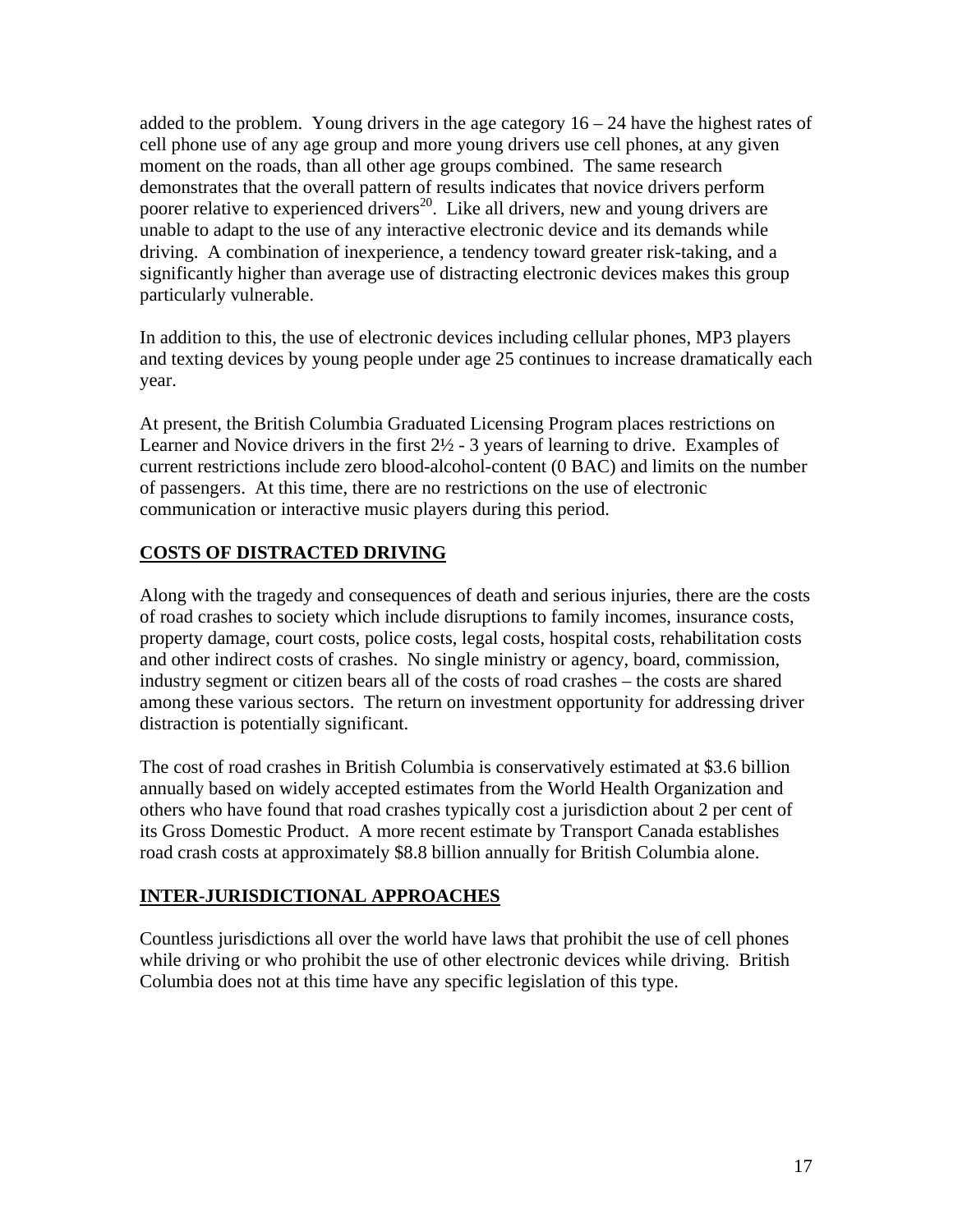added to the problem. Young drivers in the age category 16 – 24 have the highest rates of cell phone use of any age group and more young drivers use cell phones, at any given moment on the roads, than all other age groups combined. The same research demonstrates that the overall pattern of results indicates that novice drivers perform poorer relative to experienced drivers[20]. Like all drivers, new and young drivers are unable to adapt to the use of any interactive electronic device and its demands while driving. A combination of inexperience, a tendency toward greater risk-taking, and a significantly higher than average use of distracting electronic devices makes this group particularly vulnerable.

In addition to this, the use of electronic devices including cellular phones, MP3 players and texting devices by young people under age 25 continues to increase dramatically each year.

At present, the British Columbia Graduated Licensing Program places restrictions on Learner and Novice drivers in the first 2½ - 3 years of learning to drive. Examples of current restrictions include zero blood-alcohol-content (0 BAC) and limits on the number of passengers. At this time, there are no restrictions on the use of electronic communication or interactive music players during this period.

## COSTS OF DISTRACTED DRIVING

Along with the tragedy and consequences of death and serious injuries, there are the costs of road crashes to society which include disruptions to family incomes, insurance costs, property damage, court costs, police costs, legal costs, hospital costs, rehabilitation costs and other indirect costs of crashes. No single ministry or agency, board, commission, industry segment or citizen bears all of the costs of road crashes – the costs are shared among these various sectors. The return on investment opportunity for addressing driver distraction is potentially significant.

The cost of road crashes in British Columbia is conservatively estimated at $3.6 billion annually based on widely accepted estimates from the World Health Organization and others who have found that road crashes typically cost a jurisdiction about 2 per cent of its Gross Domestic Product. A more recent estimate by Transport Canada establishes road crash costs at approximately $8.8 billion annually for British Columbia alone.

## INTER-JURISDICTIONAL APPROACHES

Countless jurisdictions all over the world have laws that prohibit the use of cell phones while driving or who prohibit the use of other electronic devices while driving. British Columbia does not at this time have any specific legislation of this type.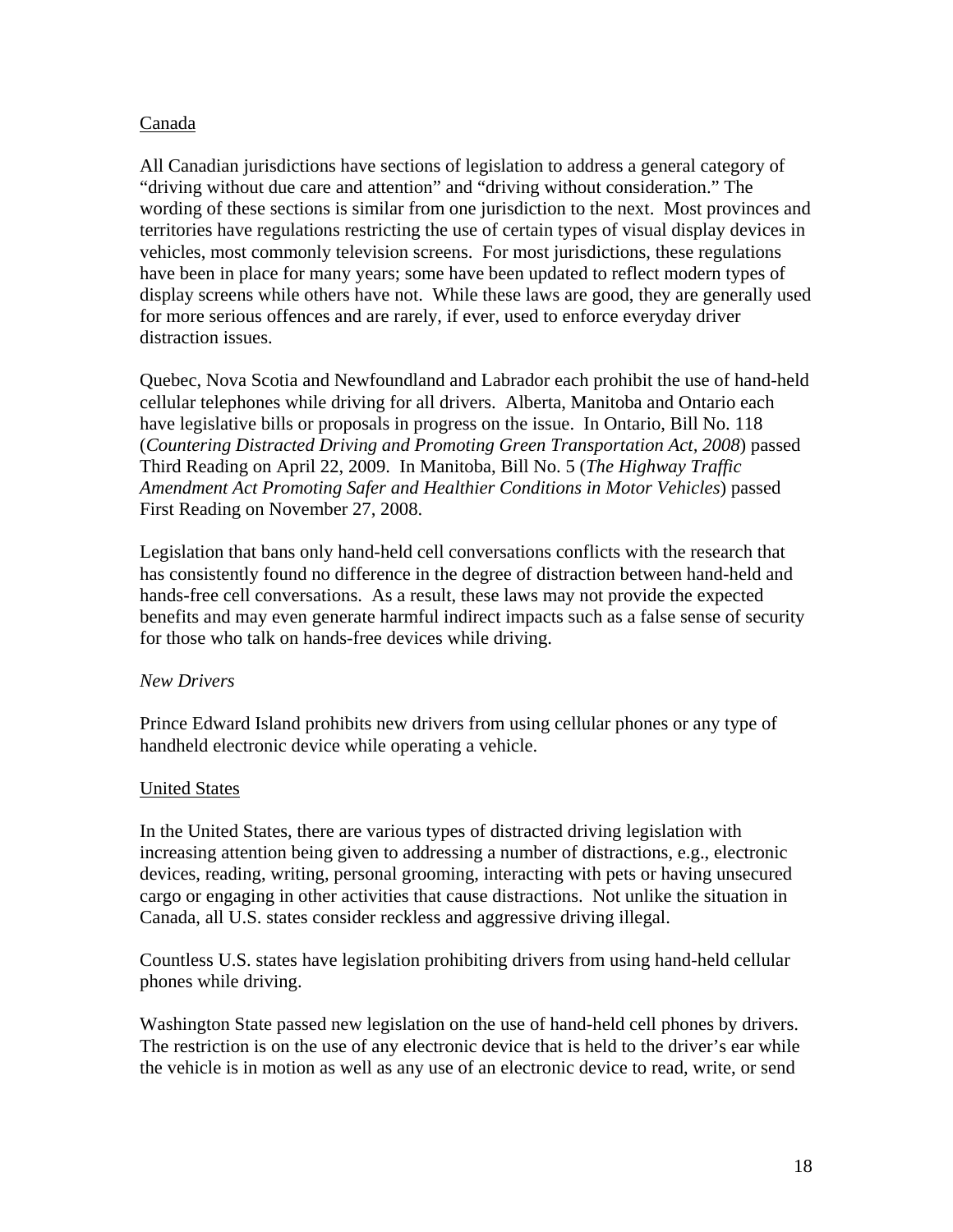Canada

All Canadian jurisdictions have sections of legislation to address a general category of "driving without due care and attention" and "driving without consideration." The wording of these sections is similar from one jurisdiction to the next. Most provinces and territories have regulations restricting the use of certain types of visual display devices in vehicles, most commonly television screens. For most jurisdictions, these regulations have been in place for many years; some have been updated to reflect modern types of display screens while others have not. While these laws are good, they are generally used for more serious offences and are rarely, if ever, used to enforce everyday driver distraction issues.

Quebec, Nova Scotia and Newfoundland and Labrador each prohibit the use of hand-held cellular telephones while driving for all drivers. Alberta, Manitoba and Ontario each have legislative bills or proposals in progress on the issue. In Ontario, Bill No. 118 (*Countering Distracted Driving and Promoting Green Transportation Act, 2008*) passed Third Reading on April 22, 2009. In Manitoba, Bill No. 5 (*The Highway Traffic Amendment Act Promoting Safer and Healthier Conditions in Motor Vehicles*) passed First Reading on November 27, 2008.

Legislation that bans only hand-held cell conversations conflicts with the research that has consistently found no difference in the degree of distraction between hand-held and hands-free cell conversations. As a result, these laws may not provide the expected benefits and may even generate harmful indirect impacts such as a false sense of security for those who talk on hands-free devices while driving.

*New Drivers*

Prince Edward Island prohibits new drivers from using cellular phones or any type of handheld electronic device while operating a vehicle.

United States

In the United States, there are various types of distracted driving legislation with increasing attention being given to addressing a number of distractions, e.g., electronic devices, reading, writing, personal grooming, interacting with pets or having unsecured cargo or engaging in other activities that cause distractions. Not unlike the situation in Canada, all U.S. states consider reckless and aggressive driving illegal.

Countless U.S. states have legislation prohibiting drivers from using hand-held cellular phones while driving.

Washington State passed new legislation on the use of hand-held cell phones by drivers. The restriction is on the use of any electronic device that is held to the driver's ear while the vehicle is in motion as well as any use of an electronic device to read, write, or send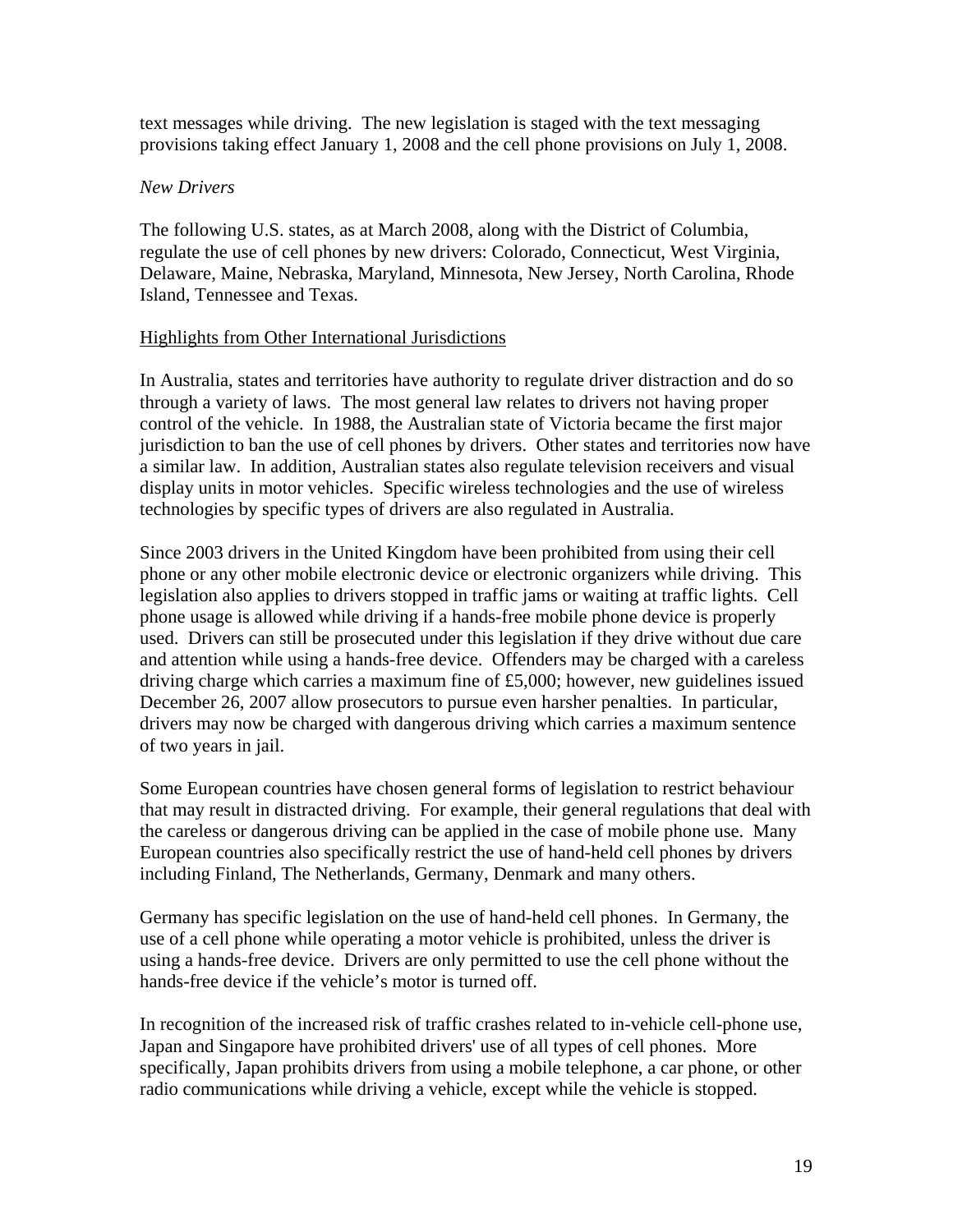text messages while driving. The new legislation is staged with the text messaging provisions taking effect January 1, 2008 and the cell phone provisions on July 1, 2008.

*New Drivers*

The following U.S. states, as at March 2008, along with the District of Columbia, regulate the use of cell phones by new drivers: Colorado, Connecticut, West Virginia, Delaware, Maine, Nebraska, Maryland, Minnesota, New Jersey, North Carolina, Rhode Island, Tennessee and Texas.

<u>Highlights from Other International Jurisdictions</u>

In Australia, states and territories have authority to regulate driver distraction and do so through a variety of laws. The most general law relates to drivers not having proper control of the vehicle. In 1988, the Australian state of Victoria became the first major jurisdiction to ban the use of cell phones by drivers. Other states and territories now have a similar law. In addition, Australian states also regulate television receivers and visual display units in motor vehicles. Specific wireless technologies and the use of wireless technologies by specific types of drivers are also regulated in Australia.

Since 2003 drivers in the United Kingdom have been prohibited from using their cell phone or any other mobile electronic device or electronic organizers while driving. This legislation also applies to drivers stopped in traffic jams or waiting at traffic lights. Cell phone usage is allowed while driving if a hands-free mobile phone device is properly used. Drivers can still be prosecuted under this legislation if they drive without due care and attention while using a hands-free device. Offenders may be charged with a careless driving charge which carries a maximum fine of £5,000; however, new guidelines issued December 26, 2007 allow prosecutors to pursue even harsher penalties. In particular, drivers may now be charged with dangerous driving which carries a maximum sentence of two years in jail.

Some European countries have chosen general forms of legislation to restrict behaviour that may result in distracted driving. For example, their general regulations that deal with the careless or dangerous driving can be applied in the case of mobile phone use. Many European countries also specifically restrict the use of hand-held cell phones by drivers including Finland, The Netherlands, Germany, Denmark and many others.

Germany has specific legislation on the use of hand-held cell phones. In Germany, the use of a cell phone while operating a motor vehicle is prohibited, unless the driver is using a hands-free device. Drivers are only permitted to use the cell phone without the hands-free device if the vehicle's motor is turned off.

In recognition of the increased risk of traffic crashes related to in-vehicle cell-phone use, Japan and Singapore have prohibited drivers' use of all types of cell phones. More specifically, Japan prohibits drivers from using a mobile telephone, a car phone, or other radio communications while driving a vehicle, except while the vehicle is stopped.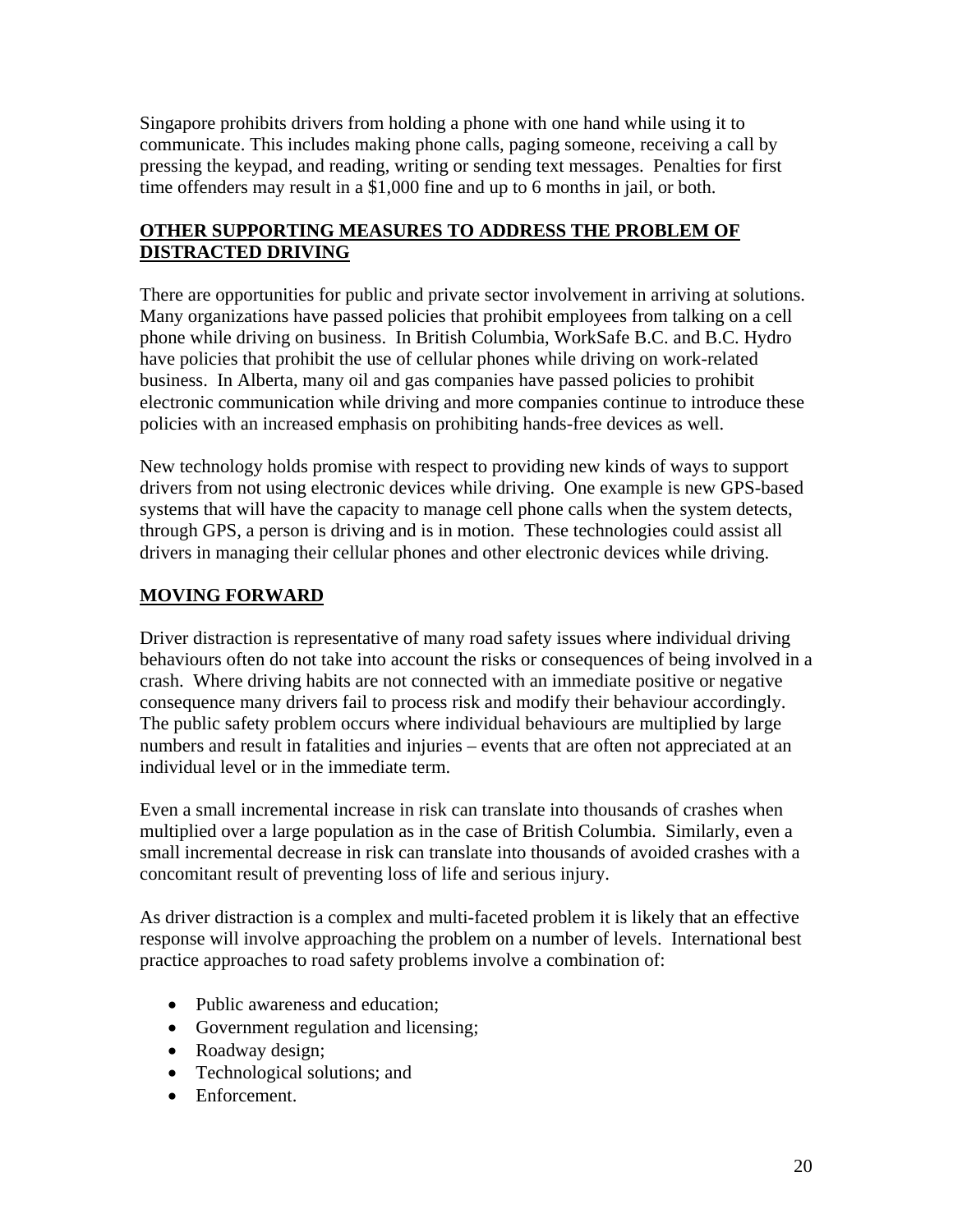Singapore prohibits drivers from holding a phone with one hand while using it to communicate. This includes making phone calls, paging someone, receiving a call by pressing the keypad, and reading, writing or sending text messages. Penalties for first time offenders may result in a $1,000 fine and up to 6 months in jail, or both.

## OTHER SUPPORTING MEASURES TO ADDRESS THE PROBLEM OF DISTRACTED DRIVING

There are opportunities for public and private sector involvement in arriving at solutions. Many organizations have passed policies that prohibit employees from talking on a cell phone while driving on business. In British Columbia, WorkSafe B.C. and B.C. Hydro have policies that prohibit the use of cellular phones while driving on work-related business. In Alberta, many oil and gas companies have passed policies to prohibit electronic communication while driving and more companies continue to introduce these policies with an increased emphasis on prohibiting hands-free devices as well.

New technology holds promise with respect to providing new kinds of ways to support drivers from not using electronic devices while driving. One example is new GPS-based systems that will have the capacity to manage cell phone calls when the system detects, through GPS, a person is driving and is in motion. These technologies could assist all drivers in managing their cellular phones and other electronic devices while driving.

## MOVING FORWARD

Driver distraction is representative of many road safety issues where individual driving behaviours often do not take into account the risks or consequences of being involved in a crash. Where driving habits are not connected with an immediate positive or negative consequence many drivers fail to process risk and modify their behaviour accordingly. The public safety problem occurs where individual behaviours are multiplied by large numbers and result in fatalities and injuries – events that are often not appreciated at an individual level or in the immediate term.

Even a small incremental increase in risk can translate into thousands of crashes when multiplied over a large population as in the case of British Columbia. Similarly, even a small incremental decrease in risk can translate into thousands of avoided crashes with a concomitant result of preventing loss of life and serious injury.

As driver distraction is a complex and multi-faceted problem it is likely that an effective response will involve approaching the problem on a number of levels. International best practice approaches to road safety problems involve a combination of:

- Public awareness and education;
- Government regulation and licensing;
- Roadway design;
- Technological solutions; and
- Enforcement.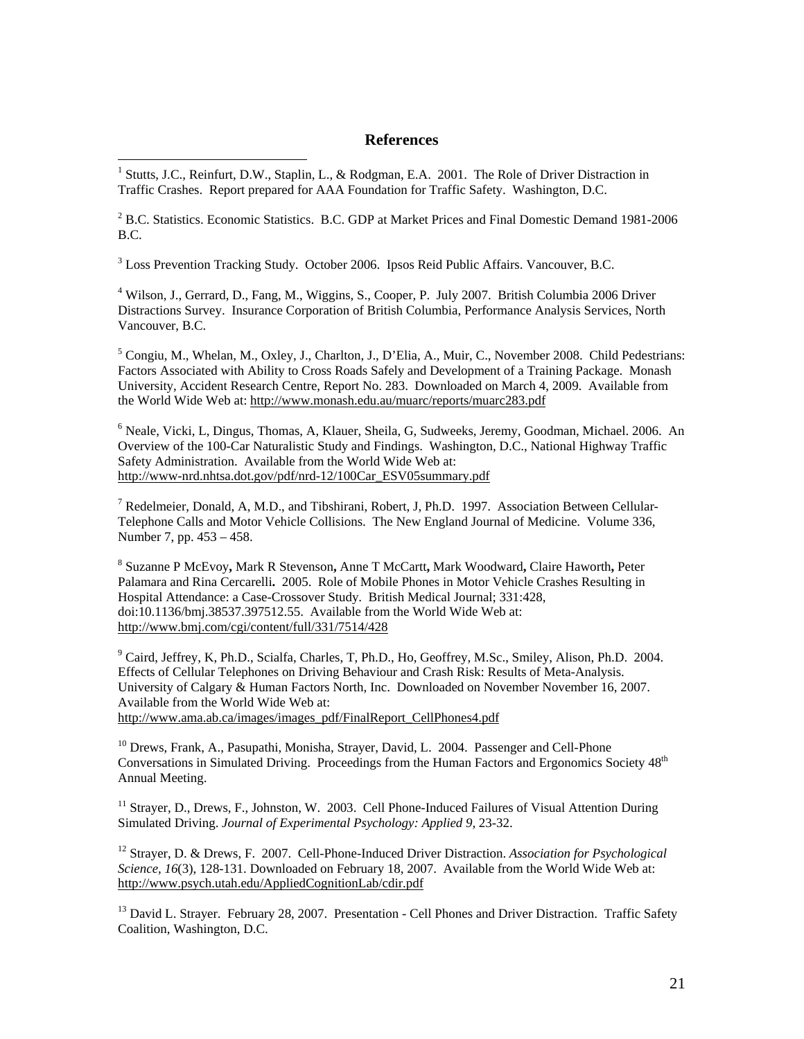## References

[1] Stutts, J.C., Reinfurt, D.W., Staplin, L., & Rodgman, E.A. 2001. The Role of Driver Distraction in Traffic Crashes. Report prepared for AAA Foundation for Traffic Safety. Washington, D.C.

[2] B.C. Statistics. Economic Statistics. B.C. GDP at Market Prices and Final Domestic Demand 1981-2006 B.C.

[3] Loss Prevention Tracking Study. October 2006. Ipsos Reid Public Affairs. Vancouver, B.C.

[4] Wilson, J., Gerrard, D., Fang, M., Wiggins, S., Cooper, P. July 2007. British Columbia 2006 Driver Distractions Survey. Insurance Corporation of British Columbia, Performance Analysis Services, North Vancouver, B.C.

[5] Congiu, M., Whelan, M., Oxley, J., Charlton, J., D'Elia, A., Muir, C., November 2008. Child Pedestrians: Factors Associated with Ability to Cross Roads Safely and Development of a Training Package. Monash University, Accident Research Centre, Report No. 283. Downloaded on March 4, 2009. Available from the World Wide Web at: http://www.monash.edu.au/muarc/reports/muarc283.pdf

[6] Neale, Vicki, L, Dingus, Thomas, A, Klauer, Sheila, G, Sudweeks, Jeremy, Goodman, Michael. 2006. An Overview of the 100-Car Naturalistic Study and Findings. Washington, D.C., National Highway Traffic Safety Administration. Available from the World Wide Web at: http://www-nrd.nhtsa.dot.gov/pdf/nrd-12/100Car_ESV05summary.pdf

[7] Redelmeier, Donald, A, M.D., and Tibshirani, Robert, J, Ph.D. 1997. Association Between Cellular-Telephone Calls and Motor Vehicle Collisions. The New England Journal of Medicine. Volume 336, Number 7, pp. 453 – 458.

[8] Suzanne P McEvoy**,** Mark R Stevenson**,** Anne T McCartt**,** Mark Woodward**,** Claire Haworth**,** Peter Palamara and Rina Cercarelli**.** 2005. Role of Mobile Phones in Motor Vehicle Crashes Resulting in Hospital Attendance: a Case-Crossover Study. British Medical Journal; 331:428, doi:10.1136/bmj.38537.397512.55. Available from the World Wide Web at: http://www.bmj.com/cgi/content/full/331/7514/428

[9] Caird, Jeffrey, K, Ph.D., Scialfa, Charles, T, Ph.D., Ho, Geoffrey, M.Sc., Smiley, Alison, Ph.D. 2004. Effects of Cellular Telephones on Driving Behaviour and Crash Risk: Results of Meta-Analysis. University of Calgary & Human Factors North, Inc. Downloaded on November November 16, 2007. Available from the World Wide Web at: http://www.ama.ab.ca/images/images_pdf/FinalReport_CellPhones4.pdf

[10] Drews, Frank, A., Pasupathi, Monisha, Strayer, David, L. 2004. Passenger and Cell-Phone Conversations in Simulated Driving. Proceedings from the Human Factors and Ergonomics Society 48th Annual Meeting.

[11] Strayer, D., Drews, F., Johnston, W. 2003. Cell Phone-Induced Failures of Visual Attention During Simulated Driving. *Journal of Experimental Psychology: Applied 9*, 23-32.

[12] Strayer, D. & Drews, F. 2007. Cell-Phone-Induced Driver Distraction. *Association for Psychological Science, 16*(3), 128-131. Downloaded on February 18, 2007. Available from the World Wide Web at: http://www.psych.utah.edu/AppliedCognitionLab/cdir.pdf

[13] David L. Strayer. February 28, 2007. Presentation - Cell Phones and Driver Distraction. Traffic Safety Coalition, Washington, D.C.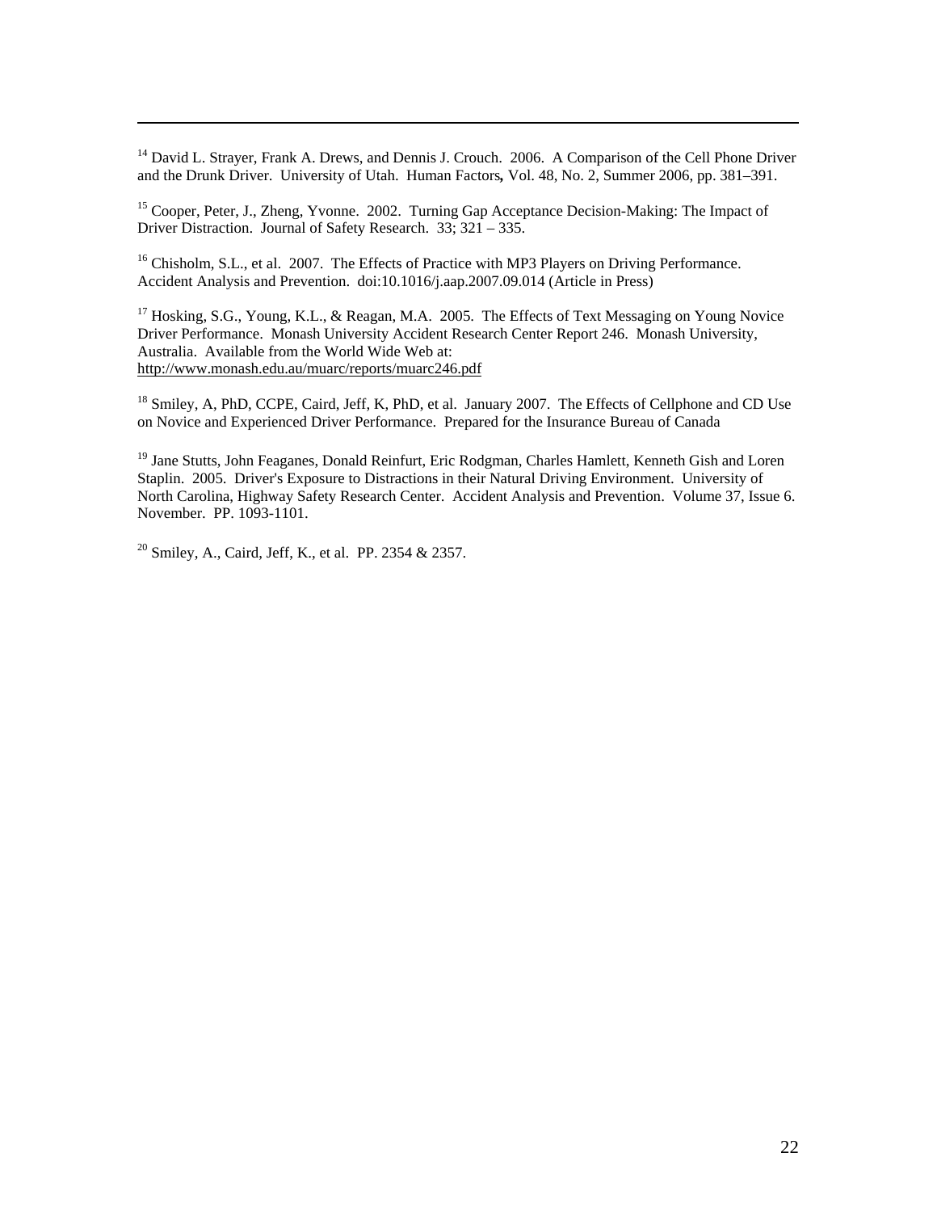[14] David L. Strayer, Frank A. Drews, and Dennis J. Crouch. 2006. A Comparison of the Cell Phone Driver and the Drunk Driver. University of Utah. Human Factors**,** Vol. 48, No. 2, Summer 2006, pp. 381–391.

[15] Cooper, Peter, J., Zheng, Yvonne. 2002. Turning Gap Acceptance Decision-Making: The Impact of Driver Distraction. Journal of Safety Research. 33; 321 – 335.

[16] Chisholm, S.L., et al. 2007. The Effects of Practice with MP3 Players on Driving Performance. Accident Analysis and Prevention. doi:10.1016/j.aap.2007.09.014 (Article in Press)

[17] Hosking, S.G., Young, K.L., & Reagan, M.A. 2005. The Effects of Text Messaging on Young Novice Driver Performance. Monash University Accident Research Center Report 246. Monash University, Australia. Available from the World Wide Web at: http://www.monash.edu.au/muarc/reports/muarc246.pdf

[18] Smiley, A, PhD, CCPE, Caird, Jeff, K, PhD, et al. January 2007. The Effects of Cellphone and CD Use on Novice and Experienced Driver Performance. Prepared for the Insurance Bureau of Canada

[19] Jane Stutts, John Feaganes, Donald Reinfurt, Eric Rodgman, Charles Hamlett, Kenneth Gish and Loren Staplin. 2005. Driver's Exposure to Distractions in their Natural Driving Environment. University of North Carolina, Highway Safety Research Center. Accident Analysis and Prevention. Volume 37, Issue 6. November. PP. 1093-1101.

[20] Smiley, A., Caird, Jeff, K., et al. PP. 2354 & 2357.